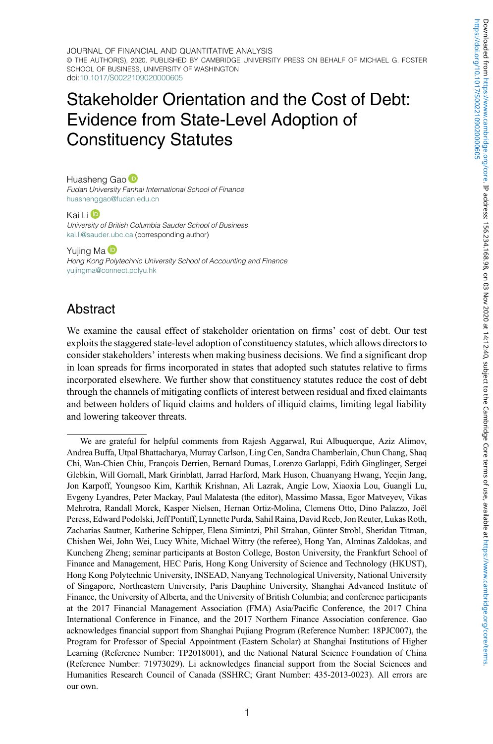JOURNAL OF FINANCIAL AND QUANTITATIVE ANALYSIS
© THE AUTHOR(S), 2020. PUBLISHED BY CAMBRIDGE UNIVERSITY PRESS ON BEHALF OF MICHAEL G. FOSTER SCHOOL OF BUSINESS, UNIVERSITY OF WASHINGTON
doi:10.1017/S0022109020000605

# Stakeholder Orientation and the Cost of Debt: Evidence from State-Level Adoption of Constituency Statutes

Huasheng Gao
*Fudan University Fanhai International School of Finance*
huashenggao@fudan.edu.cn

Kai Li
*University of British Columbia Sauder School of Business*
kai.li@sauder.ubc.ca (corresponding author)

Yujing Ma
*Hong Kong Polytechnic University School of Accounting and Finance*
yujingma@connect.polyu.hk

## Abstract

We examine the causal effect of stakeholder orientation on firms' cost of debt. Our test exploits the staggered state-level adoption of constituency statutes, which allows directors to consider stakeholders' interests when making business decisions. We find a significant drop in loan spreads for firms incorporated in states that adopted such statutes relative to firms incorporated elsewhere. We further show that constituency statutes reduce the cost of debt through the channels of mitigating conflicts of interest between residual and fixed claimants and between holders of liquid claims and holders of illiquid claims, limiting legal liability and lowering takeover threats.

---

We are grateful for helpful comments from Rajesh Aggarwal, Rui Albuquerque, Aziz Alimov, Andrea Buffa, Utpal Bhattacharya, Murray Carlson, Ling Cen, Sandra Chamberlain, Chun Chang, Shaq Chi, Wan-Chien Chiu, François Derrien, Bernard Dumas, Lorenzo Garlappi, Edith Ginglinger, Sergei Glebkin, Will Gornall, Mark Grinblatt, Jarrad Harford, Mark Huson, Chuanyang Hwang, Yeejin Jang, Jon Karpoff, Youngsoo Kim, Karthik Krishnan, Ali Lazrak, Angie Low, Xiaoxia Lou, Guangli Lu, Evgeny Lyandres, Peter Mackay, Paul Malatesta (the editor), Massimo Massa, Egor Matveyev, Vikas Mehrotra, Randall Morck, Kasper Nielsen, Hernan Ortiz-Molina, Clemens Otto, Dino Palazzo, Joël Peress, Edward Podolski, Jeff Pontiff, Lynnette Purda, Sahil Raina, David Reeb, Jon Reuter, Lukas Roth, Zacharias Sautner, Katherine Schipper, Elena Simintzi, Phil Strahan, Günter Strobl, Sheridan Titman, Chishen Wei, John Wei, Lucy White, Michael Wittry (the referee), Hong Yan, Alminas Zaldokas, and Kuncheng Zheng; seminar participants at Boston College, Boston University, the Frankfurt School of Finance and Management, HEC Paris, Hong Kong University of Science and Technology (HKUST), Hong Kong Polytechnic University, INSEAD, Nanyang Technological University, National University of Singapore, Northeastern University, Paris Dauphine University, Shanghai Advanced Institute of Finance, the University of Alberta, and the University of British Columbia; and conference participants at the 2017 Financial Management Association (FMA) Asia/Pacific Conference, the 2017 China International Conference in Finance, and the 2017 Northern Finance Association conference. Gao acknowledges financial support from Shanghai Pujiang Program (Reference Number: 18PJC007), the Program for Professor of Special Appointment (Eastern Scholar) at Shanghai Institutions of Higher Learning (Reference Number: TP2018001), and the National Natural Science Foundation of China (Reference Number: 71973029). Li acknowledges financial support from the Social Sciences and Humanities Research Council of Canada (SSHRC; Grant Number: 435-2013-0023). All errors are our own.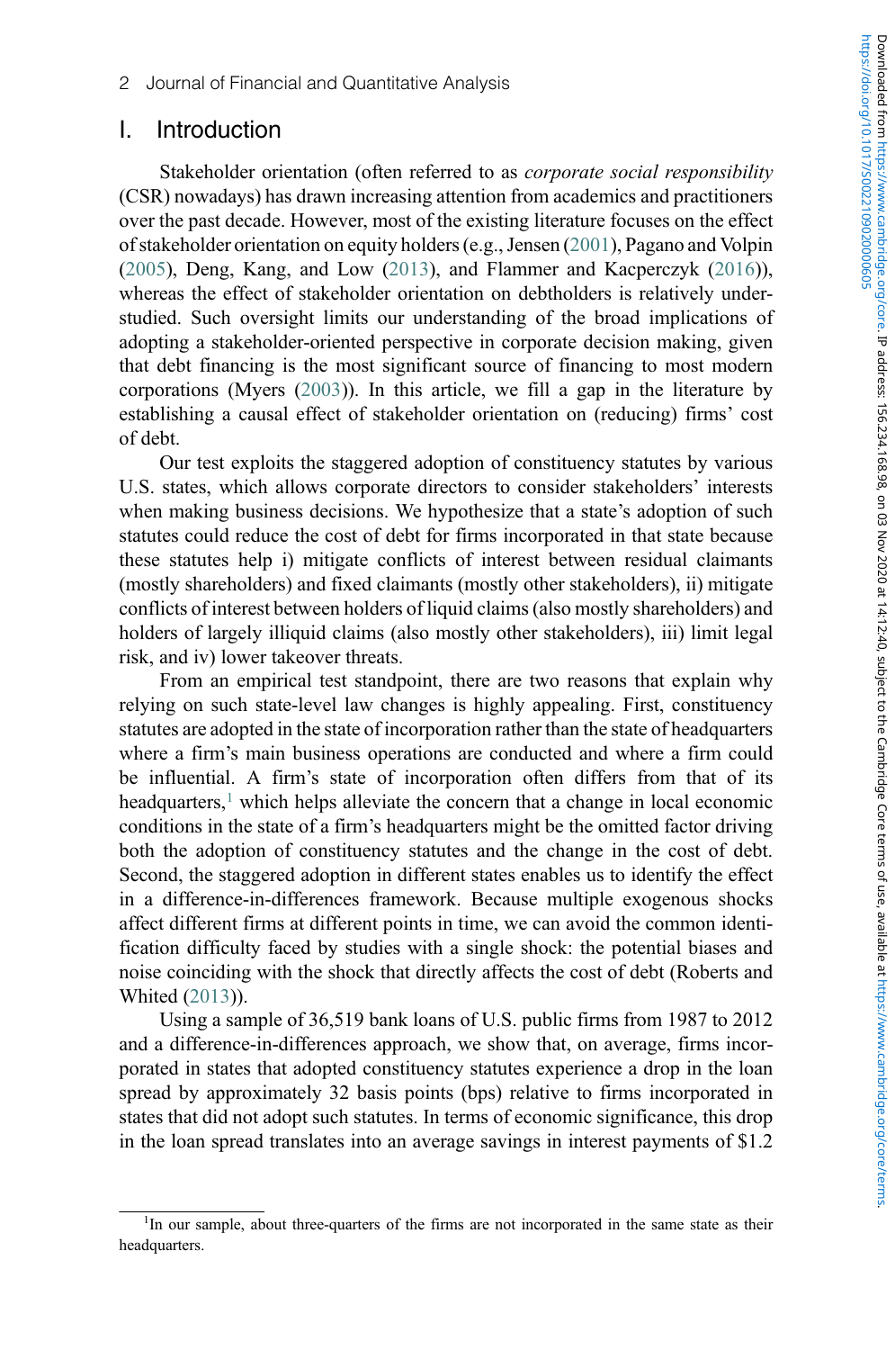# I. Introduction

Stakeholder orientation (often referred to as *corporate social responsibility* (CSR) nowadays) has drawn increasing attention from academics and practitioners over the past decade. However, most of the existing literature focuses on the effect of stakeholder orientation on equity holders (e.g., Jensen (2001), Pagano and Volpin (2005), Deng, Kang, and Low (2013), and Flammer and Kacperczyk (2016)), whereas the effect of stakeholder orientation on debtholders is relatively understudied. Such oversight limits our understanding of the broad implications of adopting a stakeholder-oriented perspective in corporate decision making, given that debt financing is the most significant source of financing to most modern corporations (Myers (2003)). In this article, we fill a gap in the literature by establishing a causal effect of stakeholder orientation on (reducing) firms' cost of debt.

Our test exploits the staggered adoption of constituency statutes by various U.S. states, which allows corporate directors to consider stakeholders' interests when making business decisions. We hypothesize that a state's adoption of such statutes could reduce the cost of debt for firms incorporated in that state because these statutes help i) mitigate conflicts of interest between residual claimants (mostly shareholders) and fixed claimants (mostly other stakeholders), ii) mitigate conflicts of interest between holders of liquid claims (also mostly shareholders) and holders of largely illiquid claims (also mostly other stakeholders), iii) limit legal risk, and iv) lower takeover threats.

From an empirical test standpoint, there are two reasons that explain why relying on such state-level law changes is highly appealing. First, constituency statutes are adopted in the state of incorporation rather than the state of headquarters where a firm's main business operations are conducted and where a firm could be influential. A firm's state of incorporation often differs from that of its headquarters,[1] which helps alleviate the concern that a change in local economic conditions in the state of a firm's headquarters might be the omitted factor driving both the adoption of constituency statutes and the change in the cost of debt. Second, the staggered adoption in different states enables us to identify the effect in a difference-in-differences framework. Because multiple exogenous shocks affect different firms at different points in time, we can avoid the common identification difficulty faced by studies with a single shock: the potential biases and noise coinciding with the shock that directly affects the cost of debt (Roberts and Whited (2013)).

Using a sample of 36,519 bank loans of U.S. public firms from 1987 to 2012 and a difference-in-differences approach, we show that, on average, firms incorporated in states that adopted constituency statutes experience a drop in the loan spread by approximately 32 basis points (bps) relative to firms incorporated in states that did not adopt such statutes. In terms of economic significance, this drop in the loan spread translates into an average savings in interest payments of $1.2

[1] In our sample, about three-quarters of the firms are not incorporated in the same state as their headquarters.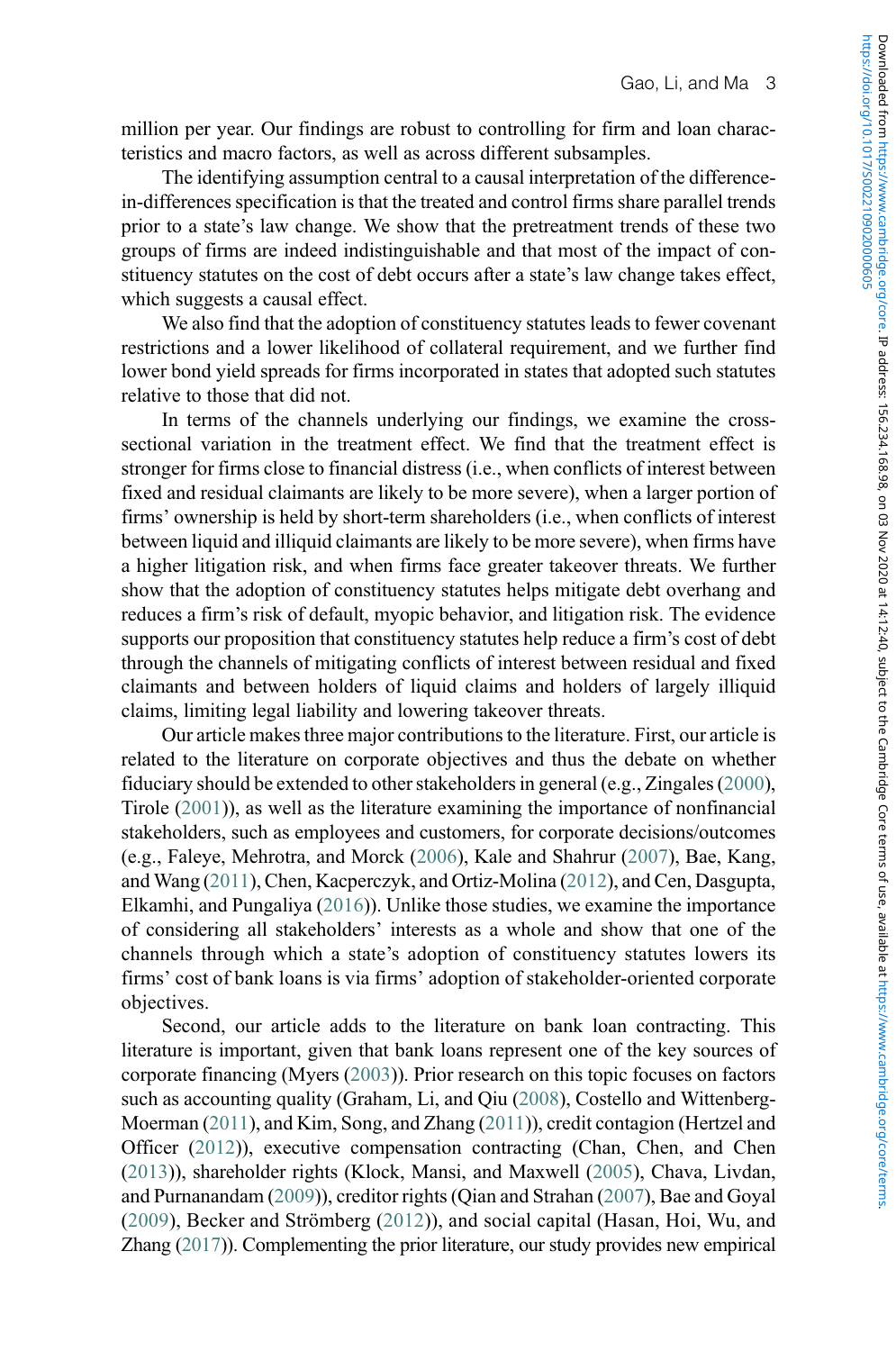million per year. Our findings are robust to controlling for firm and loan characteristics and macro factors, as well as across different subsamples.

The identifying assumption central to a causal interpretation of the difference-in-differences specification is that the treated and control firms share parallel trends prior to a state's law change. We show that the pretreatment trends of these two groups of firms are indeed indistinguishable and that most of the impact of constituency statutes on the cost of debt occurs after a state's law change takes effect, which suggests a causal effect.

We also find that the adoption of constituency statutes leads to fewer covenant restrictions and a lower likelihood of collateral requirement, and we further find lower bond yield spreads for firms incorporated in states that adopted such statutes relative to those that did not.

In terms of the channels underlying our findings, we examine the cross-sectional variation in the treatment effect. We find that the treatment effect is stronger for firms close to financial distress (i.e., when conflicts of interest between fixed and residual claimants are likely to be more severe), when a larger portion of firms' ownership is held by short-term shareholders (i.e., when conflicts of interest between liquid and illiquid claimants are likely to be more severe), when firms have a higher litigation risk, and when firms face greater takeover threats. We further show that the adoption of constituency statutes helps mitigate debt overhang and reduces a firm's risk of default, myopic behavior, and litigation risk. The evidence supports our proposition that constituency statutes help reduce a firm's cost of debt through the channels of mitigating conflicts of interest between residual and fixed claimants and between holders of liquid claims and holders of largely illiquid claims, limiting legal liability and lowering takeover threats.

Our article makes three major contributions to the literature. First, our article is related to the literature on corporate objectives and thus the debate on whether fiduciary should be extended to other stakeholders in general (e.g., Zingales (2000), Tirole (2001)), as well as the literature examining the importance of nonfinancial stakeholders, such as employees and customers, for corporate decisions/outcomes (e.g., Faleye, Mehrotra, and Morck (2006), Kale and Shahrur (2007), Bae, Kang, and Wang (2011), Chen, Kacperczyk, and Ortiz-Molina (2012), and Cen, Dasgupta, Elkamhi, and Pungaliya (2016)). Unlike those studies, we examine the importance of considering all stakeholders' interests as a whole and show that one of the channels through which a state's adoption of constituency statutes lowers its firms' cost of bank loans is via firms' adoption of stakeholder-oriented corporate objectives.

Second, our article adds to the literature on bank loan contracting. This literature is important, given that bank loans represent one of the key sources of corporate financing (Myers (2003)). Prior research on this topic focuses on factors such as accounting quality (Graham, Li, and Qiu (2008), Costello and Wittenberg-Moerman (2011), and Kim, Song, and Zhang (2011)), credit contagion (Hertzel and Officer (2012)), executive compensation contracting (Chan, Chen, and Chen (2013)), shareholder rights (Klock, Mansi, and Maxwell (2005), Chava, Livdan, and Purnanandam (2009)), creditor rights (Qian and Strahan (2007), Bae and Goyal (2009), Becker and Strömberg (2012)), and social capital (Hasan, Hoi, Wu, and Zhang (2017)). Complementing the prior literature, our study provides new empirical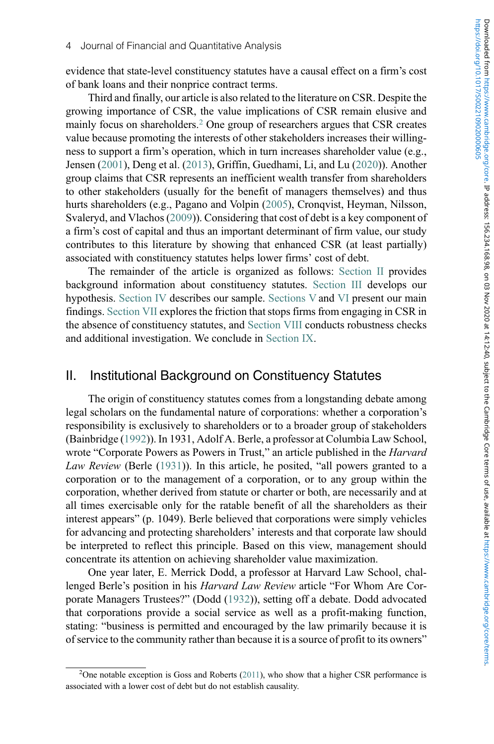evidence that state-level constituency statutes have a causal effect on a firm's cost of bank loans and their nonprice contract terms.

Third and finally, our article is also related to the literature on CSR. Despite the growing importance of CSR, the value implications of CSR remain elusive and mainly focus on shareholders.[2] One group of researchers argues that CSR creates value because promoting the interests of other stakeholders increases their willingness to support a firm's operation, which in turn increases shareholder value (e.g., Jensen (2001), Deng et al. (2013), Griffin, Guedhami, Li, and Lu (2020)). Another group claims that CSR represents an inefficient wealth transfer from shareholders to other stakeholders (usually for the benefit of managers themselves) and thus hurts shareholders (e.g., Pagano and Volpin (2005), Cronqvist, Heyman, Nilsson, Svaleryd, and Vlachos (2009)). Considering that cost of debt is a key component of a firm's cost of capital and thus an important determinant of firm value, our study contributes to this literature by showing that enhanced CSR (at least partially) associated with constituency statutes helps lower firms' cost of debt.

The remainder of the article is organized as follows: Section II provides background information about constituency statutes. Section III develops our hypothesis. Section IV describes our sample. Sections V and VI present our main findings. Section VII explores the friction that stops firms from engaging in CSR in the absence of constituency statutes, and Section VIII conducts robustness checks and additional investigation. We conclude in Section IX.

## II. Institutional Background on Constituency Statutes

The origin of constituency statutes comes from a longstanding debate among legal scholars on the fundamental nature of corporations: whether a corporation's responsibility is exclusively to shareholders or to a broader group of stakeholders (Bainbridge (1992)). In 1931, Adolf A. Berle, a professor at Columbia Law School, wrote "Corporate Powers as Powers in Trust," an article published in the *Harvard Law Review* (Berle (1931)). In this article, he posited, "all powers granted to a corporation or to the management of a corporation, or to any group within the corporation, whether derived from statute or charter or both, are necessarily and at all times exercisable only for the ratable benefit of all the shareholders as their interest appears" (p. 1049). Berle believed that corporations were simply vehicles for advancing and protecting shareholders' interests and that corporate law should be interpreted to reflect this principle. Based on this view, management should concentrate its attention on achieving shareholder value maximization.

One year later, E. Merrick Dodd, a professor at Harvard Law School, challenged Berle's position in his *Harvard Law Review* article "For Whom Are Corporate Managers Trustees?" (Dodd (1932)), setting off a debate. Dodd advocated that corporations provide a social service as well as a profit-making function, stating: "business is permitted and encouraged by the law primarily because it is of service to the community rather than because it is a source of profit to its owners"

[2]One notable exception is Goss and Roberts (2011), who show that a higher CSR performance is associated with a lower cost of debt but do not establish causality.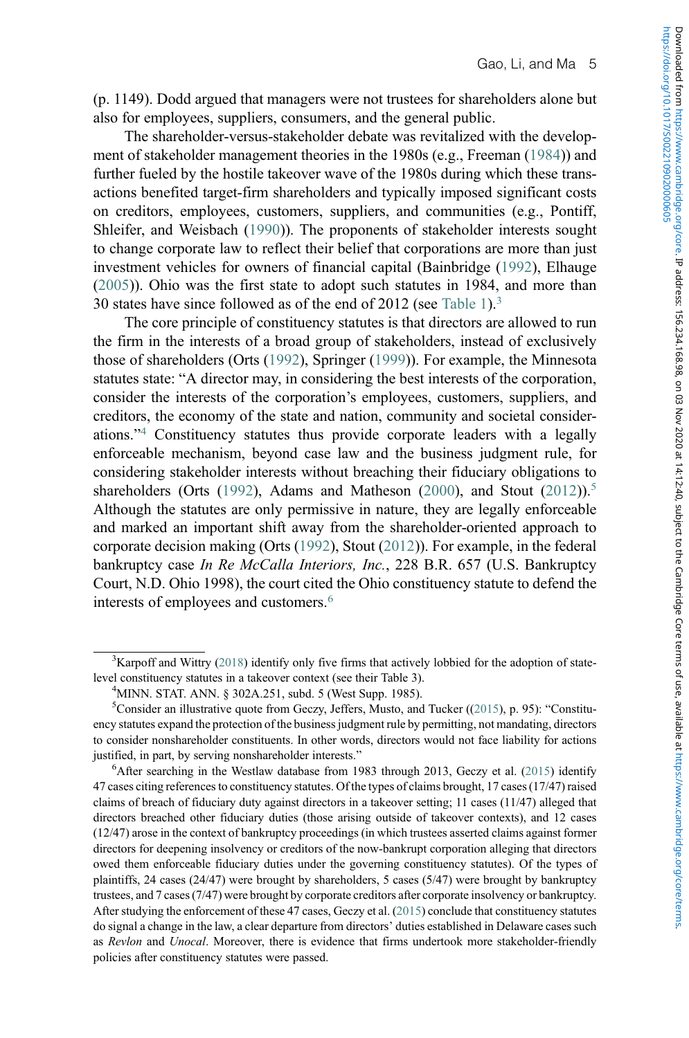(p. 1149). Dodd argued that managers were not trustees for shareholders alone but also for employees, suppliers, consumers, and the general public.

The shareholder-versus-stakeholder debate was revitalized with the development of stakeholder management theories in the 1980s (e.g., Freeman (1984)) and further fueled by the hostile takeover wave of the 1980s during which these transactions benefited target-firm shareholders and typically imposed significant costs on creditors, employees, customers, suppliers, and communities (e.g., Pontiff, Shleifer, and Weisbach (1990)). The proponents of stakeholder interests sought to change corporate law to reflect their belief that corporations are more than just investment vehicles for owners of financial capital (Bainbridge (1992), Elhauge (2005)). Ohio was the first state to adopt such statutes in 1984, and more than 30 states have since followed as of the end of 2012 (see Table 1).[3]

The core principle of constituency statutes is that directors are allowed to run the firm in the interests of a broad group of stakeholders, instead of exclusively those of shareholders (Orts (1992), Springer (1999)). For example, the Minnesota statutes state: "A director may, in considering the best interests of the corporation, consider the interests of the corporation's employees, customers, suppliers, and creditors, the economy of the state and nation, community and societal considerations."[4] Constituency statutes thus provide corporate leaders with a legally enforceable mechanism, beyond case law and the business judgment rule, for considering stakeholder interests without breaching their fiduciary obligations to shareholders (Orts (1992), Adams and Matheson (2000), and Stout (2012)).[5] Although the statutes are only permissive in nature, they are legally enforceable and marked an important shift away from the shareholder-oriented approach to corporate decision making (Orts (1992), Stout (2012)). For example, in the federal bankruptcy case *In Re McCalla Interiors, Inc.*, 228 B.R. 657 (U.S. Bankruptcy Court, N.D. Ohio 1998), the court cited the Ohio constituency statute to defend the interests of employees and customers.[6]

---

[3]Karpoff and Wittry (2018) identify only five firms that actively lobbied for the adoption of state-level constituency statutes in a takeover context (see their Table 3).

[4]MINN. STAT. ANN. § 302A.251, subd. 5 (West Supp. 1985).

[5]Consider an illustrative quote from Geczy, Jeffers, Musto, and Tucker ((2015), p. 95): "Constituency statutes expand the protection of the business judgment rule by permitting, not mandating, directors to consider nonshareholder constituents. In other words, directors would not face liability for actions justified, in part, by serving nonshareholder interests."

[6]After searching in the Westlaw database from 1983 through 2013, Geczy et al. (2015) identify 47 cases citing references to constituency statutes. Of the types of claims brought, 17 cases (17/47) raised claims of breach of fiduciary duty against directors in a takeover setting; 11 cases (11/47) alleged that directors breached other fiduciary duties (those arising outside of takeover contexts), and 12 cases (12/47) arose in the context of bankruptcy proceedings (in which trustees asserted claims against former directors for deepening insolvency or creditors of the now-bankrupt corporation alleging that directors owed them enforceable fiduciary duties under the governing constituency statutes). Of the types of plaintiffs, 24 cases (24/47) were brought by shareholders, 5 cases (5/47) were brought by bankruptcy trustees, and 7 cases (7/47) were brought by corporate creditors after corporate insolvency or bankruptcy. After studying the enforcement of these 47 cases, Geczy et al. (2015) conclude that constituency statutes do signal a change in the law, a clear departure from directors' duties established in Delaware cases such as *Revlon* and *Unocal*. Moreover, there is evidence that firms undertook more stakeholder-friendly policies after constituency statutes were passed.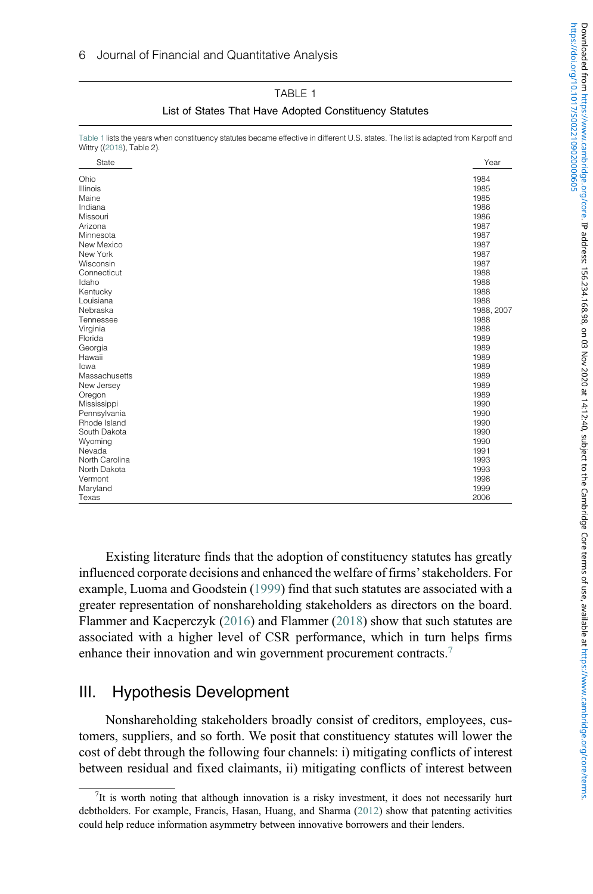TABLE 1

List of States That Have Adopted Constituency Statutes

Table 1 lists the years when constituency statutes became effective in different U.S. states. The list is adapted from Karpoff and Wittry ((2018), Table 2).

| State | Year |
|---|---|
| Ohio | 1984 |
| Illinois | 1985 |
| Maine | 1985 |
| Indiana | 1986 |
| Missouri | 1986 |
| Arizona | 1987 |
| Minnesota | 1987 |
| New Mexico | 1987 |
| New York | 1987 |
| Wisconsin | 1987 |
| Connecticut | 1988 |
| Idaho | 1988 |
| Kentucky | 1988 |
| Louisiana | 1988 |
| Nebraska | 1988, 2007 |
| Tennessee | 1988 |
| Virginia | 1988 |
| Florida | 1989 |
| Georgia | 1989 |
| Hawaii | 1989 |
| Iowa | 1989 |
| Massachusetts | 1989 |
| New Jersey | 1989 |
| Oregon | 1989 |
| Mississippi | 1990 |
| Pennsylvania | 1990 |
| Rhode Island | 1990 |
| South Dakota | 1990 |
| Wyoming | 1990 |
| Nevada | 1991 |
| North Carolina | 1993 |
| North Dakota | 1993 |
| Vermont | 1998 |
| Maryland | 1999 |
| Texas | 2006 |

Existing literature finds that the adoption of constituency statutes has greatly influenced corporate decisions and enhanced the welfare of firms' stakeholders. For example, Luoma and Goodstein (1999) find that such statutes are associated with a greater representation of nonshareholding stakeholders as directors on the board. Flammer and Kacperczyk (2016) and Flammer (2018) show that such statutes are associated with a higher level of CSR performance, which in turn helps firms enhance their innovation and win government procurement contracts.[7]

## III. Hypothesis Development

Nonshareholding stakeholders broadly consist of creditors, employees, customers, suppliers, and so forth. We posit that constituency statutes will lower the cost of debt through the following four channels: i) mitigating conflicts of interest between residual and fixed claimants, ii) mitigating conflicts of interest between

[7] It is worth noting that although innovation is a risky investment, it does not necessarily hurt debtholders. For example, Francis, Hasan, Huang, and Sharma (2012) show that patenting activities could help reduce information asymmetry between innovative borrowers and their lenders.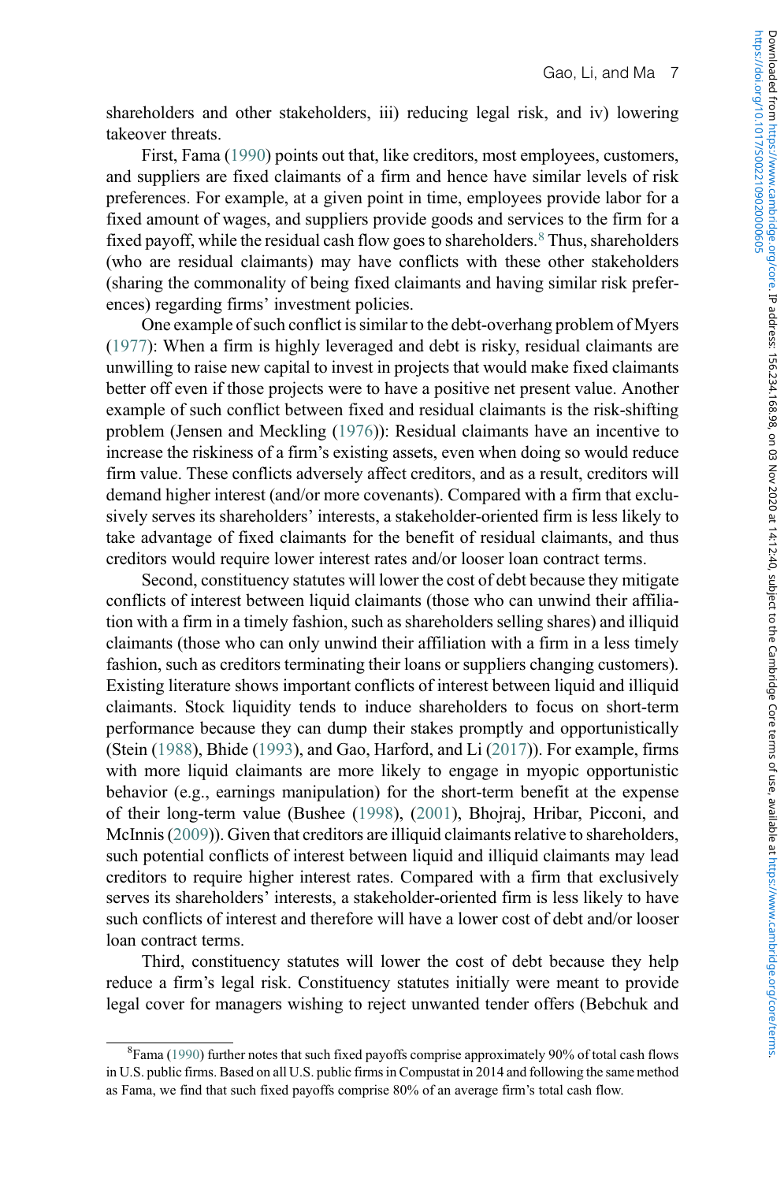shareholders and other stakeholders, iii) reducing legal risk, and iv) lowering takeover threats.

First, Fama (1990) points out that, like creditors, most employees, customers, and suppliers are fixed claimants of a firm and hence have similar levels of risk preferences. For example, at a given point in time, employees provide labor for a fixed amount of wages, and suppliers provide goods and services to the firm for a fixed payoff, while the residual cash flow goes to shareholders.[8] Thus, shareholders (who are residual claimants) may have conflicts with these other stakeholders (sharing the commonality of being fixed claimants and having similar risk preferences) regarding firms' investment policies.

One example of such conflict is similar to the debt-overhang problem of Myers (1977): When a firm is highly leveraged and debt is risky, residual claimants are unwilling to raise new capital to invest in projects that would make fixed claimants better off even if those projects were to have a positive net present value. Another example of such conflict between fixed and residual claimants is the risk-shifting problem (Jensen and Meckling (1976)): Residual claimants have an incentive to increase the riskiness of a firm's existing assets, even when doing so would reduce firm value. These conflicts adversely affect creditors, and as a result, creditors will demand higher interest (and/or more covenants). Compared with a firm that exclusively serves its shareholders' interests, a stakeholder-oriented firm is less likely to take advantage of fixed claimants for the benefit of residual claimants, and thus creditors would require lower interest rates and/or looser loan contract terms.

Second, constituency statutes will lower the cost of debt because they mitigate conflicts of interest between liquid claimants (those who can unwind their affiliation with a firm in a timely fashion, such as shareholders selling shares) and illiquid claimants (those who can only unwind their affiliation with a firm in a less timely fashion, such as creditors terminating their loans or suppliers changing customers). Existing literature shows important conflicts of interest between liquid and illiquid claimants. Stock liquidity tends to induce shareholders to focus on short-term performance because they can dump their stakes promptly and opportunistically (Stein (1988), Bhide (1993), and Gao, Harford, and Li (2017)). For example, firms with more liquid claimants are more likely to engage in myopic opportunistic behavior (e.g., earnings manipulation) for the short-term benefit at the expense of their long-term value (Bushee (1998), (2001), Bhojraj, Hribar, Picconi, and McInnis (2009)). Given that creditors are illiquid claimants relative to shareholders, such potential conflicts of interest between liquid and illiquid claimants may lead creditors to require higher interest rates. Compared with a firm that exclusively serves its shareholders' interests, a stakeholder-oriented firm is less likely to have such conflicts of interest and therefore will have a lower cost of debt and/or looser loan contract terms.

Third, constituency statutes will lower the cost of debt because they help reduce a firm's legal risk. Constituency statutes initially were meant to provide legal cover for managers wishing to reject unwanted tender offers (Bebchuk and

[8] Fama (1990) further notes that such fixed payoffs comprise approximately 90% of total cash flows in U.S. public firms. Based on all U.S. public firms in Compustat in 2014 and following the same method as Fama, we find that such fixed payoffs comprise 80% of an average firm's total cash flow.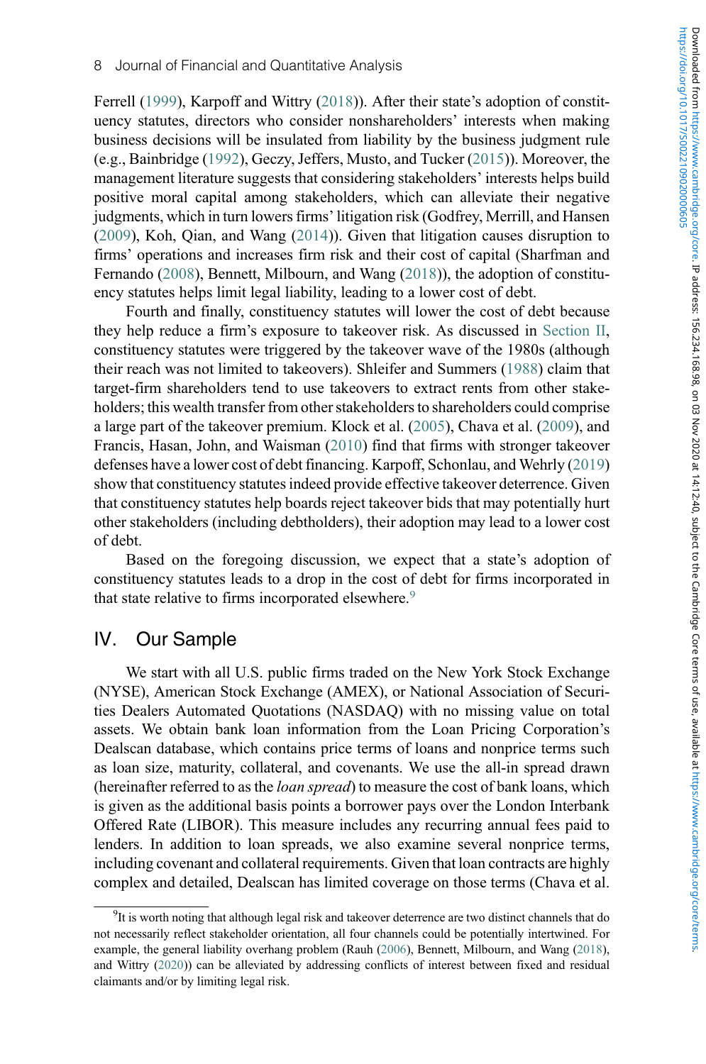Ferrell (1999), Karpoff and Wittry (2018)). After their state's adoption of constituency statutes, directors who consider nonshareholders' interests when making business decisions will be insulated from liability by the business judgment rule (e.g., Bainbridge (1992), Geczy, Jeffers, Musto, and Tucker (2015)). Moreover, the management literature suggests that considering stakeholders' interests helps build positive moral capital among stakeholders, which can alleviate their negative judgments, which in turn lowers firms' litigation risk (Godfrey, Merrill, and Hansen (2009), Koh, Qian, and Wang (2014)). Given that litigation causes disruption to firms' operations and increases firm risk and their cost of capital (Sharfman and Fernando (2008), Bennett, Milbourn, and Wang (2018)), the adoption of constituency statutes helps limit legal liability, leading to a lower cost of debt.

Fourth and finally, constituency statutes will lower the cost of debt because they help reduce a firm's exposure to takeover risk. As discussed in Section II, constituency statutes were triggered by the takeover wave of the 1980s (although their reach was not limited to takeovers). Shleifer and Summers (1988) claim that target-firm shareholders tend to use takeovers to extract rents from other stakeholders; this wealth transfer from other stakeholders to shareholders could comprise a large part of the takeover premium. Klock et al. (2005), Chava et al. (2009), and Francis, Hasan, John, and Waisman (2010) find that firms with stronger takeover defenses have a lower cost of debt financing. Karpoff, Schonlau, and Wehrly (2019) show that constituency statutes indeed provide effective takeover deterrence. Given that constituency statutes help boards reject takeover bids that may potentially hurt other stakeholders (including debtholders), their adoption may lead to a lower cost of debt.

Based on the foregoing discussion, we expect that a state's adoption of constituency statutes leads to a drop in the cost of debt for firms incorporated in that state relative to firms incorporated elsewhere.[9]

## IV. Our Sample

We start with all U.S. public firms traded on the New York Stock Exchange (NYSE), American Stock Exchange (AMEX), or National Association of Securities Dealers Automated Quotations (NASDAQ) with no missing value on total assets. We obtain bank loan information from the Loan Pricing Corporation's Dealscan database, which contains price terms of loans and nonprice terms such as loan size, maturity, collateral, and covenants. We use the all-in spread drawn (hereinafter referred to as the *loan spread*) to measure the cost of bank loans, which is given as the additional basis points a borrower pays over the London Interbank Offered Rate (LIBOR). This measure includes any recurring annual fees paid to lenders. In addition to loan spreads, we also examine several nonprice terms, including covenant and collateral requirements. Given that loan contracts are highly complex and detailed, Dealscan has limited coverage on those terms (Chava et al.

[9]It is worth noting that although legal risk and takeover deterrence are two distinct channels that do not necessarily reflect stakeholder orientation, all four channels could be potentially intertwined. For example, the general liability overhang problem (Rauh (2006), Bennett, Milbourn, and Wang (2018), and Wittry (2020)) can be alleviated by addressing conflicts of interest between fixed and residual claimants and/or by limiting legal risk.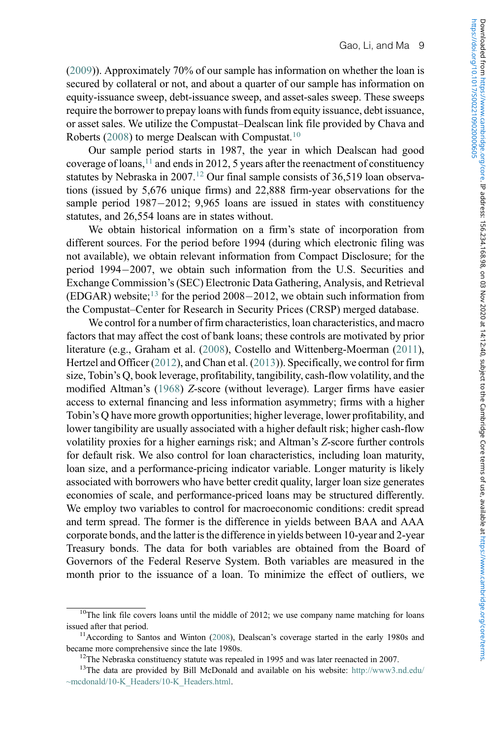(2009)). Approximately 70% of our sample has information on whether the loan is secured by collateral or not, and about a quarter of our sample has information on equity-issuance sweep, debt-issuance sweep, and asset-sales sweep. These sweeps require the borrower to prepay loans with funds from equity issuance, debt issuance, or asset sales. We utilize the Compustat–Dealscan link file provided by Chava and Roberts (2008) to merge Dealscan with Compustat.[10]

Our sample period starts in 1987, the year in which Dealscan had good coverage of loans,[11] and ends in 2012, 5 years after the reenactment of constituency statutes by Nebraska in 2007.[12] Our final sample consists of 36,519 loan observations (issued by 5,676 unique firms) and 22,888 firm-year observations for the sample period 1987−2012; 9,965 loans are issued in states with constituency statutes, and 26,554 loans are in states without.

We obtain historical information on a firm's state of incorporation from different sources. For the period before 1994 (during which electronic filing was not available), we obtain relevant information from Compact Disclosure; for the period 1994−2007, we obtain such information from the U.S. Securities and Exchange Commission's (SEC) Electronic Data Gathering, Analysis, and Retrieval (EDGAR) website;[13] for the period 2008−2012, we obtain such information from the Compustat–Center for Research in Security Prices (CRSP) merged database.

We control for a number of firm characteristics, loan characteristics, and macro factors that may affect the cost of bank loans; these controls are motivated by prior literature (e.g., Graham et al. (2008), Costello and Wittenberg-Moerman (2011), Hertzel and Officer (2012), and Chan et al. (2013)). Specifically, we control for firm size, Tobin's Q, book leverage, profitability, tangibility, cash-flow volatility, and the modified Altman's (1968) *Z*-score (without leverage). Larger firms have easier access to external financing and less information asymmetry; firms with a higher Tobin's Q have more growth opportunities; higher leverage, lower profitability, and lower tangibility are usually associated with a higher default risk; higher cash-flow volatility proxies for a higher earnings risk; and Altman's *Z*-score further controls for default risk. We also control for loan characteristics, including loan maturity, loan size, and a performance-pricing indicator variable. Longer maturity is likely associated with borrowers who have better credit quality, larger loan size generates economies of scale, and performance-priced loans may be structured differently. We employ two variables to control for macroeconomic conditions: credit spread and term spread. The former is the difference in yields between BAA and AAA corporate bonds, and the latter is the difference in yields between 10-year and 2-year Treasury bonds. The data for both variables are obtained from the Board of Governors of the Federal Reserve System. Both variables are measured in the month prior to the issuance of a loan. To minimize the effect of outliers, we

---

[10] The link file covers loans until the middle of 2012; we use company name matching for loans issued after that period.

[11] According to Santos and Winton (2008), Dealscan's coverage started in the early 1980s and became more comprehensive since the late 1980s.

[12] The Nebraska constituency statute was repealed in 1995 and was later reenacted in 2007.

[13] The data are provided by Bill McDonald and available on his website: http://www3.nd.edu/~mcdonald/10-K_Headers/10-K_Headers.html.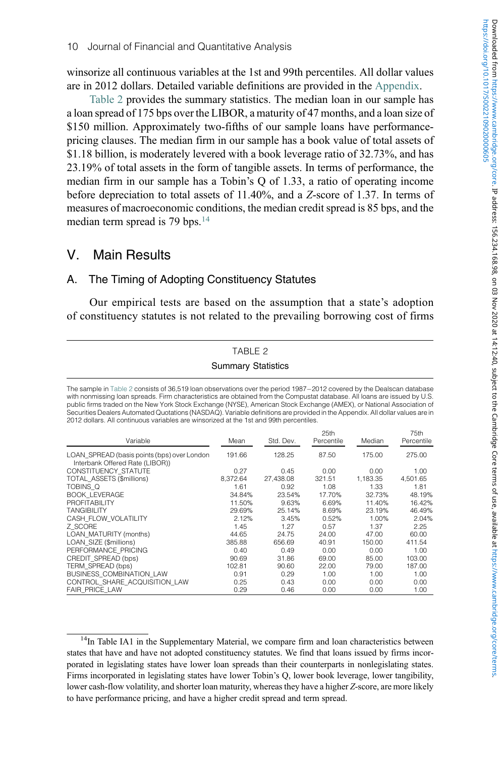winsorize all continuous variables at the 1st and 99th percentiles. All dollar values are in 2012 dollars. Detailed variable definitions are provided in the Appendix.

Table 2 provides the summary statistics. The median loan in our sample has a loan spread of 175 bps over the LIBOR, a maturity of 47 months, and a loan size of \$150 million. Approximately two-fifths of our sample loans have performance-pricing clauses. The median firm in our sample has a book value of total assets of \$1.18 billion, is moderately levered with a book leverage ratio of 32.73%, and has 23.19% of total assets in the form of tangible assets. In terms of performance, the median firm in our sample has a Tobin's Q of 1.33, a ratio of operating income before depreciation to total assets of 11.40%, and a *Z*-score of 1.37. In terms of measures of macroeconomic conditions, the median credit spread is 85 bps, and the median term spread is 79 bps.[14]

## V. Main Results

### A. The Timing of Adopting Constituency Statutes

Our empirical tests are based on the assumption that a state's adoption of constituency statutes is not related to the prevailing borrowing cost of firms

TABLE 2

Summary Statistics

The sample in Table 2 consists of 36,519 loan observations over the period 1987–2012 covered by the Dealscan database with nonmissing loan spreads. Firm characteristics are obtained from the Compustat database. All loans are issued by U.S. public firms traded on the New York Stock Exchange (NYSE), American Stock Exchange (AMEX), or National Association of Securities Dealers Automated Quotations (NASDAQ). Variable definitions are provided in the Appendix. All dollar values are in 2012 dollars. All continuous variables are winsorized at the 1st and 99th percentiles.

| Variable | Mean | Std. Dev. | 25th Percentile | Median | 75th Percentile |
|---|---|---|---|---|---|
| LOAN_SPREAD (basis points (bps) over London Interbank Offered Rate (LIBOR)) | 191.66 | 128.25 | 87.50 | 175.00 | 275.00 |
| CONSTITUENCY_STATUTE | 0.27 | 0.45 | 0.00 | 0.00 | 1.00 |
| TOTAL_ASSETS ($millions) | 8,372.64 | 27,438.08 | 321.51 | 1,183.35 | 4,501.65 |
| TOBINS_Q | 1.61 | 0.92 | 1.08 | 1.33 | 1.81 |
| BOOK_LEVERAGE | 34.84% | 23.54% | 17.70% | 32.73% | 48.19% |
| PROFITABILITY | 11.50% | 9.63% | 6.69% | 11.40% | 16.42% |
| TANGIBILITY | 29.69% | 25.14% | 8.69% | 23.19% | 46.49% |
| CASH_FLOW_VOLATILITY | 2.12% | 3.45% | 0.52% | 1.00% | 2.04% |
| Z_SCORE | 1.45 | 1.27 | 0.57 | 1.37 | 2.25 |
| LOAN_MATURITY (months) | 44.65 | 24.75 | 24.00 | 47.00 | 60.00 |
| LOAN_SIZE ($millions) | 385.88 | 656.69 | 40.91 | 150.00 | 411.54 |
| PERFORMANCE_PRICING | 0.40 | 0.49 | 0.00 | 0.00 | 1.00 |
| CREDIT_SPREAD (bps) | 90.69 | 31.86 | 69.00 | 85.00 | 103.00 |
| TERM_SPREAD (bps) | 102.81 | 90.60 | 22.00 | 79.00 | 187.00 |
| BUSINESS_COMBINATION_LAW | 0.91 | 0.29 | 1.00 | 1.00 | 1.00 |
| CONTROL_SHARE_ACQUISITION_LAW | 0.25 | 0.43 | 0.00 | 0.00 | 0.00 |
| FAIR_PRICE_LAW | 0.29 | 0.46 | 0.00 | 0.00 | 1.00 |

[14]In Table IA1 in the Supplementary Material, we compare firm and loan characteristics between states that have and have not adopted constituency statutes. We find that loans issued by firms incorporated in legislating states have lower loan spreads than their counterparts in nonlegislating states. Firms incorporated in legislating states have lower Tobin's Q, lower book leverage, lower tangibility, lower cash-flow volatility, and shorter loan maturity, whereas they have a higher *Z*-score, are more likely to have performance pricing, and have a higher credit spread and term spread.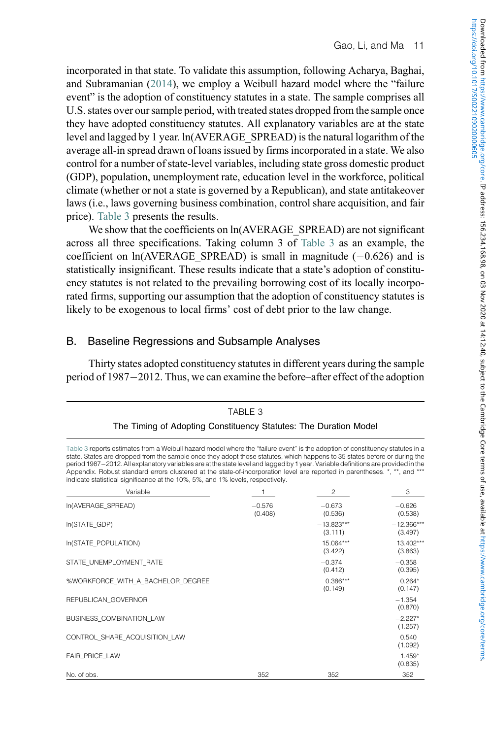incorporated in that state. To validate this assumption, following Acharya, Baghai, and Subramanian (2014), we employ a Weibull hazard model where the "failure event" is the adoption of constituency statutes in a state. The sample comprises all U.S. states over our sample period, with treated states dropped from the sample once they have adopted constituency statutes. All explanatory variables are at the state level and lagged by 1 year. ln(AVERAGE_SPREAD) is the natural logarithm of the average all-in spread drawn of loans issued by firms incorporated in a state. We also control for a number of state-level variables, including state gross domestic product (GDP), population, unemployment rate, education level in the workforce, political climate (whether or not a state is governed by a Republican), and state antitakeover laws (i.e., laws governing business combination, control share acquisition, and fair price). Table 3 presents the results.

We show that the coefficients on ln(AVERAGE_SPREAD) are not significant across all three specifications. Taking column 3 of Table 3 as an example, the coefficient on ln(AVERAGE_SPREAD) is small in magnitude (−0.626) and is statistically insignificant. These results indicate that a state's adoption of constituency statutes is not related to the prevailing borrowing cost of its locally incorporated firms, supporting our assumption that the adoption of constituency statutes is likely to be exogenous to local firms' cost of debt prior to the law change.

## B. Baseline Regressions and Subsample Analyses

Thirty states adopted constituency statutes in different years during the sample period of 1987−2012. Thus, we can examine the before–after effect of the adoption

TABLE 3

The Timing of Adopting Constituency Statutes: The Duration Model

Table 3 reports estimates from a Weibull hazard model where the "failure event" is the adoption of constituency statutes in a state. States are dropped from the sample once they adopt those statutes, which happens to 35 states before or during the period 1987−2012. All explanatory variables are at the state level and lagged by 1 year. Variable definitions are provided in the Appendix. Robust standard errors clustered at the state-of-incorporation level are reported in parentheses. *, **, and *** indicate statistical significance at the 10%, 5%, and 1% levels, respectively.

| Variable | 1 | 2 | 3 |
|---|---|---|---|
| ln(AVERAGE_SPREAD) | −0.576 | −0.673 | −0.626 |
| | (0.408) | (0.536) | (0.538) |
| ln(STATE_GDP) | | −13.823*** | −12.366*** |
| | | (3.111) | (3.497) |
| ln(STATE_POPULATION) | | 15.064*** | 13.402*** |
| | | (3.422) | (3.863) |
| STATE_UNEMPLOYMENT_RATE | | −0.374 | −0.358 |
| | | (0.412) | (0.395) |
| %WORKFORCE_WITH_A_BACHELOR_DEGREE | | 0.386*** | 0.264* |
| | | (0.149) | (0.147) |
| REPUBLICAN_GOVERNOR | | | −1.354 |
| | | | (0.870) |
| BUSINESS_COMBINATION_LAW | | | −2.227* |
| | | | (1.257) |
| CONTROL_SHARE_ACQUISITION_LAW | | | 0.540 |
| | | | (1.092) |
| FAIR_PRICE_LAW | | | 1.459* |
| | | | (0.835) |
| No. of obs. | 352 | 352 | 352 |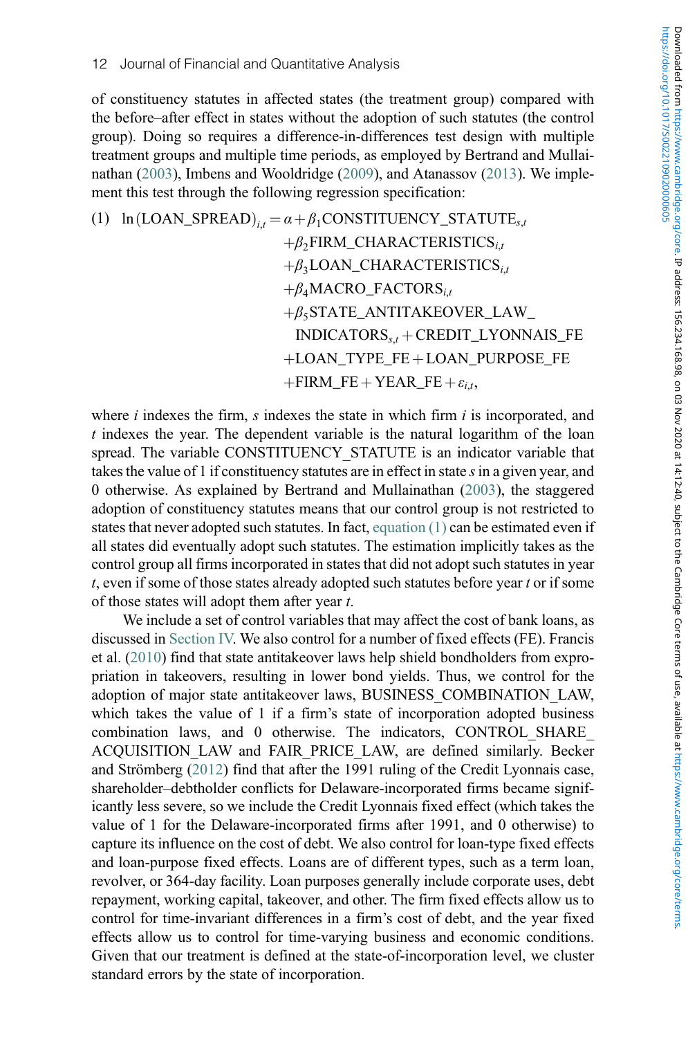of constituency statutes in affected states (the treatment group) compared with the before–after effect in states without the adoption of such statutes (the control group). Doing so requires a difference-in-differences test design with multiple treatment groups and multiple time periods, as employed by Bertrand and Mullainathan (2003), Imbens and Wooldridge (2009), and Atanassov (2013). We implement this test through the following regression specification:

$$
\begin{aligned}
(1)\quad \ln(\text{LOAN\_SPREAD})_{i,t} = \alpha &+ \beta_1 \text{CONSTITUENCY\_STATUTE}_{s,t} \\
&+ \beta_2 \text{FIRM\_CHARACTERISTICS}_{i,t} \\
&+ \beta_3 \text{LOAN\_CHARACTERISTICS}_{i,t} \\
&+ \beta_4 \text{MACRO\_FACTORS}_{i,t} \\
&+ \beta_5 \text{STATE\_ANTITAKEOVER\_LAW\_} \\
&\quad \text{INDICATORS}_{s,t} + \text{CREDIT\_LYONNAIS\_FE} \\
&+ \text{LOAN\_TYPE\_FE} + \text{LOAN\_PURPOSE\_FE} \\
&+ \text{FIRM\_FE} + \text{YEAR\_FE} + \varepsilon_{i,t},
\end{aligned}
$$

where $i$ indexes the firm, $s$ indexes the state in which firm $i$ is incorporated, and $t$ indexes the year. The dependent variable is the natural logarithm of the loan spread. The variable CONSTITUENCY_STATUTE is an indicator variable that takes the value of 1 if constituency statutes are in effect in state $s$ in a given year, and 0 otherwise. As explained by Bertrand and Mullainathan (2003), the staggered adoption of constituency statutes means that our control group is not restricted to states that never adopted such statutes. In fact, equation (1) can be estimated even if all states did eventually adopt such statutes. The estimation implicitly takes as the control group all firms incorporated in states that did not adopt such statutes in year $t$, even if some of those states already adopted such statutes before year $t$ or if some of those states will adopt them after year $t$.

We include a set of control variables that may affect the cost of bank loans, as discussed in Section IV. We also control for a number of fixed effects (FE). Francis et al. (2010) find that state antitakeover laws help shield bondholders from expropriation in takeovers, resulting in lower bond yields. Thus, we control for the adoption of major state antitakeover laws, BUSINESS_COMBINATION_LAW, which takes the value of 1 if a firm's state of incorporation adopted business combination laws, and 0 otherwise. The indicators, CONTROL_SHARE_ACQUISITION_LAW and FAIR_PRICE_LAW, are defined similarly. Becker and Strömberg (2012) find that after the 1991 ruling of the Credit Lyonnais case, shareholder–debtholder conflicts for Delaware-incorporated firms became significantly less severe, so we include the Credit Lyonnais fixed effect (which takes the value of 1 for the Delaware-incorporated firms after 1991, and 0 otherwise) to capture its influence on the cost of debt. We also control for loan-type fixed effects and loan-purpose fixed effects. Loans are of different types, such as a term loan, revolver, or 364-day facility. Loan purposes generally include corporate uses, debt repayment, working capital, takeover, and other. The firm fixed effects allow us to control for time-invariant differences in a firm's cost of debt, and the year fixed effects allow us to control for time-varying business and economic conditions. Given that our treatment is defined at the state-of-incorporation level, we cluster standard errors by the state of incorporation.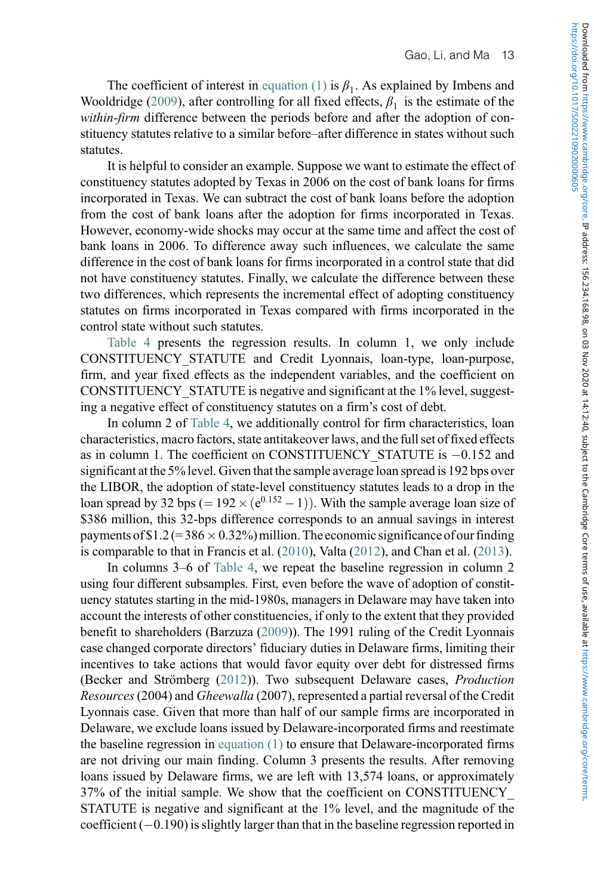The coefficient of interest in equation (1) is $\beta_1$. As explained by Imbens and Wooldridge (2009), after controlling for all fixed effects, $\beta_1$ is the estimate of the *within-firm* difference between the periods before and after the adoption of constituency statutes relative to a similar before–after difference in states without such statutes.

It is helpful to consider an example. Suppose we want to estimate the effect of constituency statutes adopted by Texas in 2006 on the cost of bank loans for firms incorporated in Texas. We can subtract the cost of bank loans before the adoption from the cost of bank loans after the adoption for firms incorporated in Texas. However, economy-wide shocks may occur at the same time and affect the cost of bank loans in 2006. To difference away such influences, we calculate the same difference in the cost of bank loans for firms incorporated in a control state that did not have constituency statutes. Finally, we calculate the difference between these two differences, which represents the incremental effect of adopting constituency statutes on firms incorporated in Texas compared with firms incorporated in the control state without such statutes.

Table 4 presents the regression results. In column 1, we only include CONSTITUENCY_STATUTE and Credit Lyonnais, loan-type, loan-purpose, firm, and year fixed effects as the independent variables, and the coefficient on CONSTITUENCY_STATUTE is negative and significant at the 1% level, suggesting a negative effect of constituency statutes on a firm's cost of debt.

In column 2 of Table 4, we additionally control for firm characteristics, loan characteristics, macro factors, state antitakeover laws, and the full set of fixed effects as in column 1. The coefficient on CONSTITUENCY_STATUTE is −0.152 and significant at the 5% level. Given that the sample average loan spread is 192 bps over the LIBOR, the adoption of state-level constituency statutes leads to a drop in the loan spread by 32 bps ($= 192 \times (e^{0.152} - 1)$). With the sample average loan size of \$386 million, this 32-bps difference corresponds to an annual savings in interest payments of \$1.2 ($= 386 \times 0.32\%$) million. The economic significance of our finding is comparable to that in Francis et al. (2010), Valta (2012), and Chan et al. (2013).

In columns 3–6 of Table 4, we repeat the baseline regression in column 2 using four different subsamples. First, even before the wave of adoption of constituency statutes starting in the mid-1980s, managers in Delaware may have taken into account the interests of other constituencies, if only to the extent that they provided benefit to shareholders (Barzuza (2009)). The 1991 ruling of the Credit Lyonnais case changed corporate directors' fiduciary duties in Delaware firms, limiting their incentives to take actions that would favor equity over debt for distressed firms (Becker and Strömberg (2012)). Two subsequent Delaware cases, *Production Resources* (2004) and *Gheewalla* (2007), represented a partial reversal of the Credit Lyonnais case. Given that more than half of our sample firms are incorporated in Delaware, we exclude loans issued by Delaware-incorporated firms and reestimate the baseline regression in equation (1) to ensure that Delaware-incorporated firms are not driving our main finding. Column 3 presents the results. After removing loans issued by Delaware firms, we are left with 13,574 loans, or approximately 37% of the initial sample. We show that the coefficient on CONSTITUENCY_STATUTE is negative and significant at the 1% level, and the magnitude of the coefficient (−0.190) is slightly larger than that in the baseline regression reported in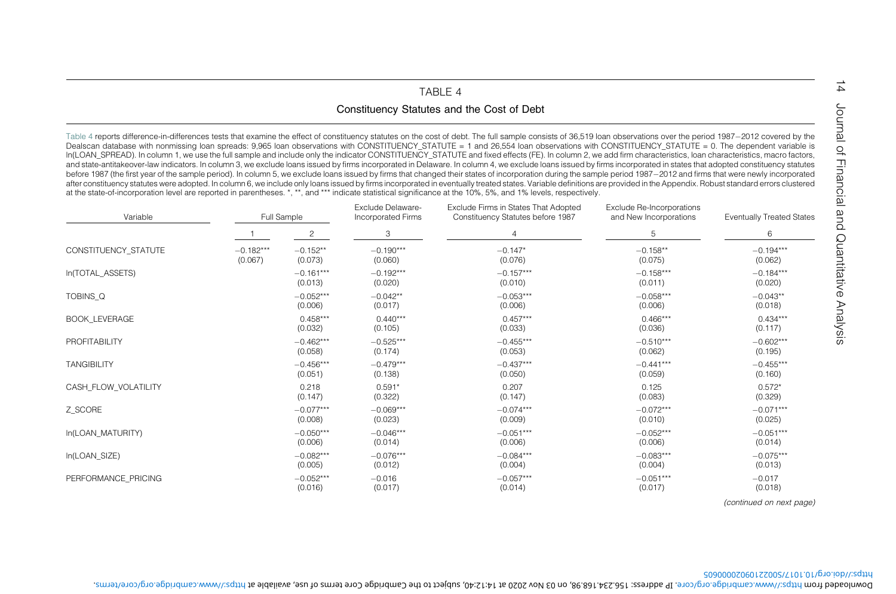## TABLE 4

### Constituency Statutes and the Cost of Debt

Table 4 reports difference-in-differences tests that examine the effect of constituency statutes on the cost of debt. The full sample consists of 36,519 loan observations over the period 1987–2012 covered by the Dealscan database with nonmissing loan spreads: 9,965 loan observations with CONSTITUENCY_STATUTE = 1 and 26,554 loan observations with CONSTITUENCY_STATUTE = 0. The dependent variable is ln(LOAN_SPREAD). In column 1, we use the full sample and include only the indicator CONSTITUENCY_STATUTE and fixed effects (FE). In column 2, we add firm characteristics, loan characteristics, macro factors, and state-antitakeover-law indicators. In column 3, we exclude loans issued by firms incorporated in Delaware. In column 4, we exclude loans issued by firms incorporated in states that adopted constituency statutes before 1987 (the first year of the sample period). In column 5, we exclude loans issued by firms that changed their states of incorporation during the sample period 1987–2012 and firms that were newly incorporated after constituency statutes were adopted. In column 6, we include only loans issued by firms incorporated in eventually treated states. Variable definitions are provided in the Appendix. Robust standard errors clustered at the state-of-incorporation level are reported in parentheses. *, **, and *** indicate statistical significance at the 10%, 5%, and 1% levels, respectively.

| Variable | Full Sample | | Exclude Delaware-Incorporated Firms | Exclude Firms in States That Adopted Constituency Statutes before 1987 | Exclude Re-Incorporations and New Incorporations | Eventually Treated States |
|---|---|---|---|---|---|---|
| | 1 | 2 | 3 | 4 | 5 | 6 |
| CONSTITUENCY_STATUTE | −0.182*** | −0.152** | −0.190*** | −0.147* | −0.158** | −0.194*** |
| | (0.067) | (0.073) | (0.060) | (0.076) | (0.075) | (0.062) |
| ln(TOTAL_ASSETS) | | −0.161*** | −0.192*** | −0.157*** | −0.158*** | −0.184*** |
| | | (0.013) | (0.020) | (0.010) | (0.011) | (0.020) |
| TOBINS_Q | | −0.052*** | −0.042** | −0.053*** | −0.058*** | −0.043** |
| | | (0.006) | (0.017) | (0.006) | (0.006) | (0.018) |
| BOOK_LEVERAGE | | 0.458*** | 0.440*** | 0.457*** | 0.466*** | 0.434*** |
| | | (0.032) | (0.105) | (0.033) | (0.036) | (0.117) |
| PROFITABILITY | | −0.462*** | −0.525*** | −0.455*** | −0.510*** | −0.602*** |
| | | (0.058) | (0.174) | (0.053) | (0.062) | (0.195) |
| TANGIBILITY | | −0.456*** | −0.479*** | −0.437*** | −0.441*** | −0.455*** |
| | | (0.051) | (0.138) | (0.050) | (0.059) | (0.160) |
| CASH_FLOW_VOLATILITY | | 0.218 | 0.591* | 0.207 | 0.125 | 0.572* |
| | | (0.147) | (0.322) | (0.147) | (0.083) | (0.329) |
| Z_SCORE | | −0.077*** | −0.069*** | −0.074*** | −0.072*** | −0.071*** |
| | | (0.008) | (0.023) | (0.009) | (0.010) | (0.025) |
| ln(LOAN_MATURITY) | | −0.050*** | −0.046*** | −0.051*** | −0.052*** | −0.051*** |
| | | (0.006) | (0.014) | (0.006) | (0.006) | (0.014) |
| ln(LOAN_SIZE) | | −0.082*** | −0.076*** | −0.084*** | −0.083*** | −0.075*** |
| | | (0.005) | (0.012) | (0.004) | (0.004) | (0.013) |
| PERFORMANCE_PRICING | | −0.052*** | −0.016 | −0.057*** | −0.051*** | −0.017 |
| | | (0.016) | (0.017) | (0.014) | (0.017) | (0.018) |

*(continued on next page)*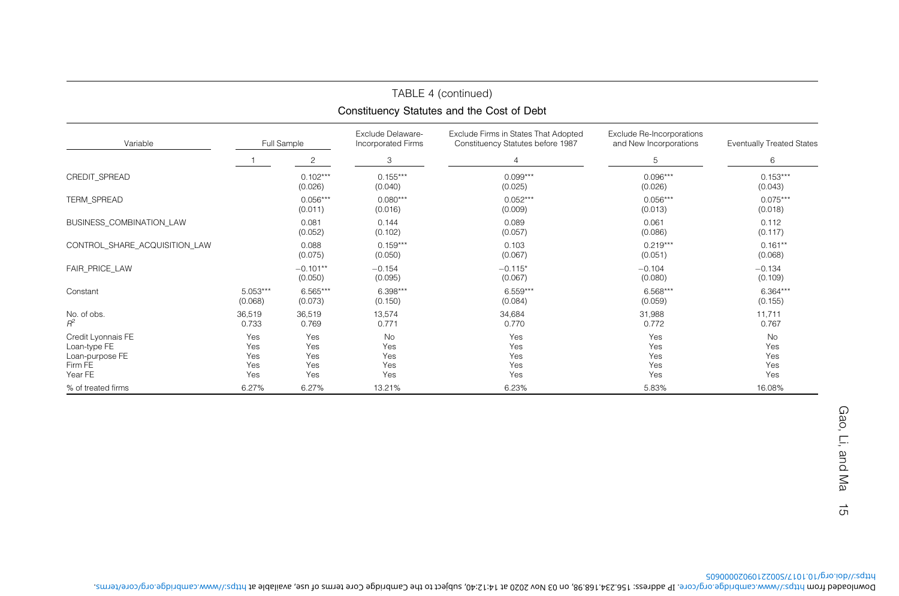TABLE 4 (continued)

**Constituency Statutes and the Cost of Debt**

| Variable | Full Sample | | Exclude Delaware-Incorporated Firms | Exclude Firms in States That Adopted Constituency Statutes before 1987 | Exclude Re-Incorporations and New Incorporations | Eventually Treated States |
|---|---|---|---|---|---|---|
| | 1 | 2 | 3 | 4 | 5 | 6 |
| CREDIT_SPREAD | | 0.102*** | 0.155*** | 0.099*** | 0.096*** | 0.153*** |
| | | (0.026) | (0.040) | (0.025) | (0.026) | (0.043) |
| TERM_SPREAD | | 0.056*** | 0.080*** | 0.052*** | 0.056*** | 0.075*** |
| | | (0.011) | (0.016) | (0.009) | (0.013) | (0.018) |
| BUSINESS_COMBINATION_LAW | | 0.081 | 0.144 | 0.089 | 0.061 | 0.112 |
| | | (0.052) | (0.102) | (0.057) | (0.086) | (0.117) |
| CONTROL_SHARE_ACQUISITION_LAW | | 0.088 | 0.159*** | 0.103 | 0.219*** | 0.161** |
| | | (0.075) | (0.050) | (0.067) | (0.051) | (0.068) |
| FAIR_PRICE_LAW | | −0.101** | −0.154 | −0.115* | −0.104 | −0.134 |
| | | (0.050) | (0.095) | (0.067) | (0.080) | (0.109) |
| Constant | 5.053*** | 6.565*** | 6.398*** | 6.559*** | 6.568*** | 6.364*** |
| | (0.068) | (0.073) | (0.150) | (0.084) | (0.059) | (0.155) |
| No. of obs. | 36,519 | 36,519 | 13,574 | 34,684 | 31,988 | 11,711 |
| $R^2$ | 0.733 | 0.769 | 0.771 | 0.770 | 0.772 | 0.767 |
| Credit Lyonnais FE | Yes | Yes | No | Yes | Yes | No |
| Loan-type FE | Yes | Yes | Yes | Yes | Yes | Yes |
| Loan-purpose FE | Yes | Yes | Yes | Yes | Yes | Yes |
| Firm FE | Yes | Yes | Yes | Yes | Yes | Yes |
| Year FE | Yes | Yes | Yes | Yes | Yes | Yes |
| % of treated firms | 6.27% | 6.27% | 13.21% | 6.23% | 5.83% | 16.08% |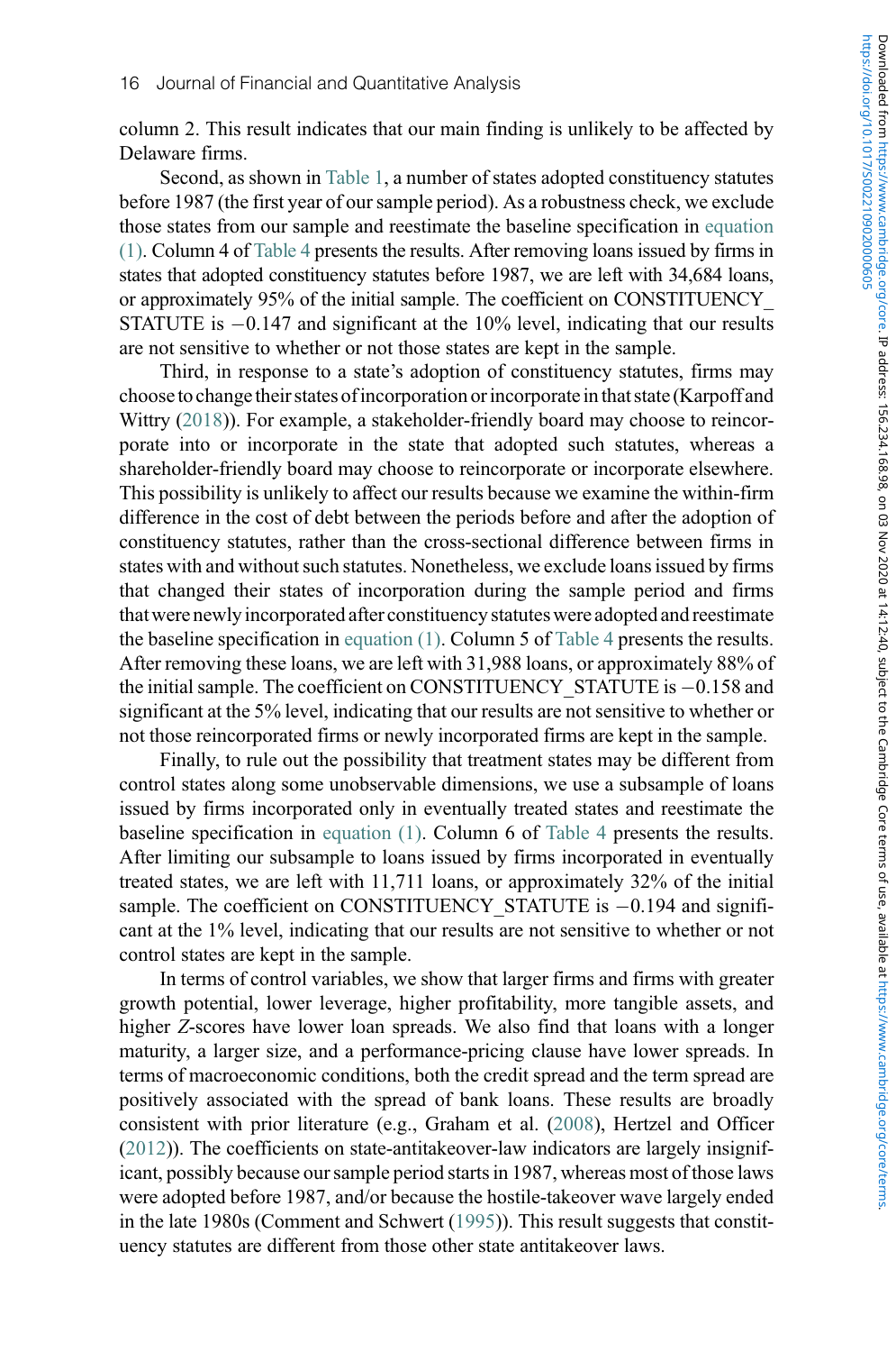column 2. This result indicates that our main finding is unlikely to be affected by Delaware firms.

Second, as shown in Table 1, a number of states adopted constituency statutes before 1987 (the first year of our sample period). As a robustness check, we exclude those states from our sample and reestimate the baseline specification in equation (1). Column 4 of Table 4 presents the results. After removing loans issued by firms in states that adopted constituency statutes before 1987, we are left with 34,684 loans, or approximately 95% of the initial sample. The coefficient on CONSTITUENCY_STATUTE is −0.147 and significant at the 10% level, indicating that our results are not sensitive to whether or not those states are kept in the sample.

Third, in response to a state's adoption of constituency statutes, firms may choose to change their states of incorporation or incorporate in that state (Karpoff and Wittry (2018)). For example, a stakeholder-friendly board may choose to reincorporate into or incorporate in the state that adopted such statutes, whereas a shareholder-friendly board may choose to reincorporate or incorporate elsewhere. This possibility is unlikely to affect our results because we examine the within-firm difference in the cost of debt between the periods before and after the adoption of constituency statutes, rather than the cross-sectional difference between firms in states with and without such statutes. Nonetheless, we exclude loans issued by firms that changed their states of incorporation during the sample period and firms that were newly incorporated after constituency statutes were adopted and reestimate the baseline specification in equation (1). Column 5 of Table 4 presents the results. After removing these loans, we are left with 31,988 loans, or approximately 88% of the initial sample. The coefficient on CONSTITUENCY_STATUTE is −0.158 and significant at the 5% level, indicating that our results are not sensitive to whether or not those reincorporated firms or newly incorporated firms are kept in the sample.

Finally, to rule out the possibility that treatment states may be different from control states along some unobservable dimensions, we use a subsample of loans issued by firms incorporated only in eventually treated states and reestimate the baseline specification in equation (1). Column 6 of Table 4 presents the results. After limiting our subsample to loans issued by firms incorporated in eventually treated states, we are left with 11,711 loans, or approximately 32% of the initial sample. The coefficient on CONSTITUENCY_STATUTE is −0.194 and significant at the 1% level, indicating that our results are not sensitive to whether or not control states are kept in the sample.

In terms of control variables, we show that larger firms and firms with greater growth potential, lower leverage, higher profitability, more tangible assets, and higher *Z*-scores have lower loan spreads. We also find that loans with a longer maturity, a larger size, and a performance-pricing clause have lower spreads. In terms of macroeconomic conditions, both the credit spread and the term spread are positively associated with the spread of bank loans. These results are broadly consistent with prior literature (e.g., Graham et al. (2008), Hertzel and Officer (2012)). The coefficients on state-antitakeover-law indicators are largely insignificant, possibly because our sample period starts in 1987, whereas most of those laws were adopted before 1987, and/or because the hostile-takeover wave largely ended in the late 1980s (Comment and Schwert (1995)). This result suggests that constituency statutes are different from those other state antitakeover laws.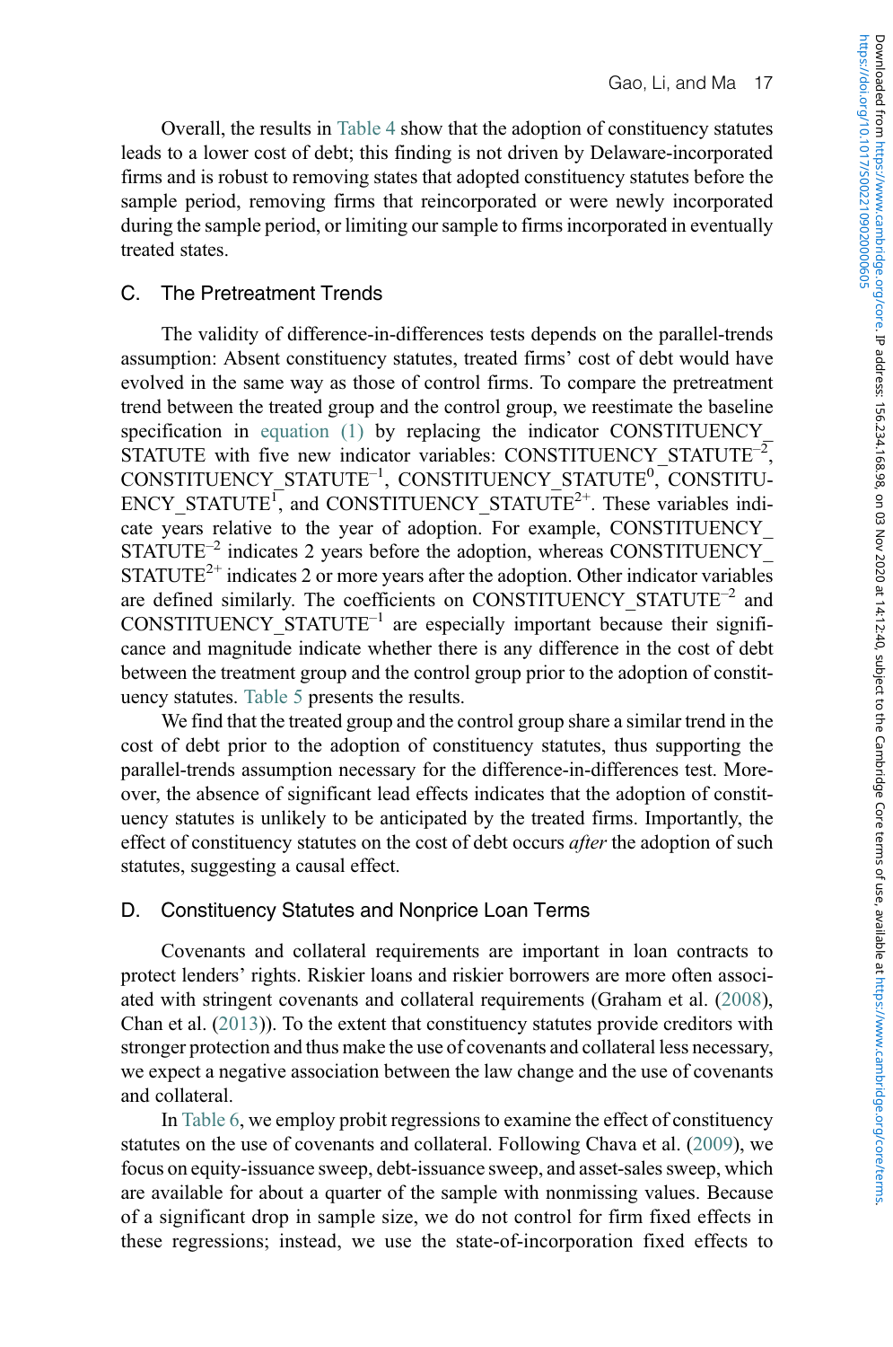Overall, the results in Table 4 show that the adoption of constituency statutes leads to a lower cost of debt; this finding is not driven by Delaware-incorporated firms and is robust to removing states that adopted constituency statutes before the sample period, removing firms that reincorporated or were newly incorporated during the sample period, or limiting our sample to firms incorporated in eventually treated states.

## C. The Pretreatment Trends

The validity of difference-in-differences tests depends on the parallel-trends assumption: Absent constituency statutes, treated firms' cost of debt would have evolved in the same way as those of control firms. To compare the pretreatment trend between the treated group and the control group, we reestimate the baseline specification in equation (1) by replacing the indicator CONSTITUENCY_STATUTE with five new indicator variables: CONSTITUENCY_STATUTE$^{-2}$, CONSTITUENCY_STATUTE$^{-1}$, CONSTITUENCY_STATUTE$^{0}$, CONSTITUENCY_STATUTE$^{1}$, and CONSTITUENCY_STATUTE$^{2+}$. These variables indicate years relative to the year of adoption. For example, CONSTITUENCY_STATUTE$^{-2}$ indicates 2 years before the adoption, whereas CONSTITUENCY_STATUTE$^{2+}$ indicates 2 or more years after the adoption. Other indicator variables are defined similarly. The coefficients on CONSTITUENCY_STATUTE$^{-2}$ and CONSTITUENCY_STATUTE$^{-1}$ are especially important because their significance and magnitude indicate whether there is any difference in the cost of debt between the treatment group and the control group prior to the adoption of constituency statutes. Table 5 presents the results.

We find that the treated group and the control group share a similar trend in the cost of debt prior to the adoption of constituency statutes, thus supporting the parallel-trends assumption necessary for the difference-in-differences test. Moreover, the absence of significant lead effects indicates that the adoption of constituency statutes is unlikely to be anticipated by the treated firms. Importantly, the effect of constituency statutes on the cost of debt occurs *after* the adoption of such statutes, suggesting a causal effect.

## D. Constituency Statutes and Nonprice Loan Terms

Covenants and collateral requirements are important in loan contracts to protect lenders' rights. Riskier loans and riskier borrowers are more often associated with stringent covenants and collateral requirements (Graham et al. (2008), Chan et al. (2013)). To the extent that constituency statutes provide creditors with stronger protection and thus make the use of covenants and collateral less necessary, we expect a negative association between the law change and the use of covenants and collateral.

In Table 6, we employ probit regressions to examine the effect of constituency statutes on the use of covenants and collateral. Following Chava et al. (2009), we focus on equity-issuance sweep, debt-issuance sweep, and asset-sales sweep, which are available for about a quarter of the sample with nonmissing values. Because of a significant drop in sample size, we do not control for firm fixed effects in these regressions; instead, we use the state-of-incorporation fixed effects to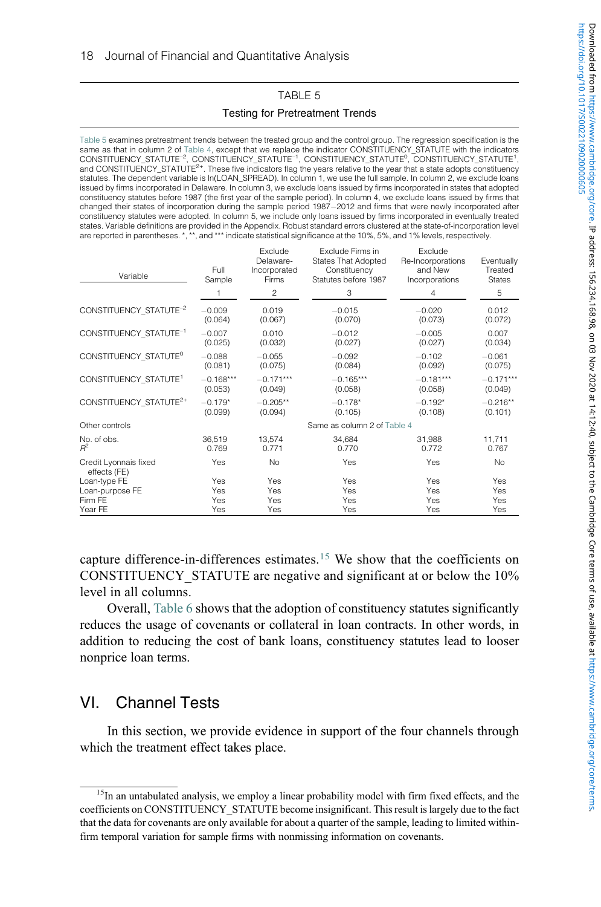## TABLE 5

### Testing for Pretreatment Trends

Table 5 examines pretreatment trends between the treated group and the control group. The regression specification is the same as that in column 2 of Table 4, except that we replace the indicator CONSTITUENCY_STATUTE with the indicators CONSTITUENCY_STATUTE$^{-2}$, CONSTITUENCY_STATUTE$^{-1}$, CONSTITUENCY_STATUTE$^{0}$, CONSTITUENCY_STATUTE$^{1}$, and CONSTITUENCY_STATUTE$^{2+}$. These five indicators flag the years relative to the year that a state adopts constituency statutes. The dependent variable is ln(LOAN_SPREAD). In column 1, we use the full sample. In column 2, we exclude loans issued by firms incorporated in Delaware. In column 3, we exclude loans issued by firms incorporated in states that adopted constituency statutes before 1987 (the first year of the sample period). In column 4, we exclude loans issued by firms that changed their states of incorporation during the sample period 1987–2012 and firms that were newly incorporated after constituency statutes were adopted. In column 5, we include only loans issued by firms incorporated in eventually treated states. Variable definitions are provided in the Appendix. Robust standard errors clustered at the state-of-incorporation level are reported in parentheses. *, **, and *** indicate statistical significance at the 10%, 5%, and 1% levels, respectively.

| Variable | Full Sample | Exclude Delaware-Incorporated Firms | Exclude Firms in States That Adopted Constituency Statutes before 1987 | Exclude Re-Incorporations and New Incorporations | Eventually Treated States |
|---|---|---|---|---|---|
| | 1 | 2 | 3 | 4 | 5 |
| CONSTITUENCY_STATUTE$^{-2}$ | −0.009 | 0.019 | −0.015 | −0.020 | 0.012 |
| | (0.064) | (0.067) | (0.070) | (0.073) | (0.072) |
| CONSTITUENCY_STATUTE$^{-1}$ | −0.007 | 0.010 | −0.012 | −0.005 | 0.007 |
| | (0.025) | (0.032) | (0.027) | (0.027) | (0.034) |
| CONSTITUENCY_STATUTE$^{0}$ | −0.088 | −0.055 | −0.092 | −0.102 | −0.061 |
| | (0.081) | (0.075) | (0.084) | (0.092) | (0.075) |
| CONSTITUENCY_STATUTE$^{1}$ | −0.168*** | −0.171*** | −0.165*** | −0.181*** | −0.171*** |
| | (0.053) | (0.049) | (0.058) | (0.058) | (0.049) |
| CONSTITUENCY_STATUTE$^{2+}$ | −0.179* | −0.205** | −0.178* | −0.192* | −0.216** |
| | (0.099) | (0.094) | (0.105) | (0.108) | (0.101) |
| Other controls | | | Same as column 2 of Table 4 | | |
| No. of obs. | 36,519 | 13,574 | 34,684 | 31,988 | 11,711 |
| $R^2$ | 0.769 | 0.771 | 0.770 | 0.772 | 0.767 |
| Credit Lyonnais fixed effects (FE) | Yes | No | Yes | Yes | No |
| Loan-type FE | Yes | Yes | Yes | Yes | Yes |
| Loan-purpose FE | Yes | Yes | Yes | Yes | Yes |
| Firm FE | Yes | Yes | Yes | Yes | Yes |
| Year FE | Yes | Yes | Yes | Yes | Yes |

capture difference-in-differences estimates.[15] We show that the coefficients on CONSTITUENCY_STATUTE are negative and significant at or below the 10% level in all columns.

Overall, Table 6 shows that the adoption of constituency statutes significantly reduces the usage of covenants or collateral in loan contracts. In other words, in addition to reducing the cost of bank loans, constituency statutes lead to looser nonprice loan terms.

## VI. Channel Tests

In this section, we provide evidence in support of the four channels through which the treatment effect takes place.

[15]In an untabulated analysis, we employ a linear probability model with firm fixed effects, and the coefficients on CONSTITUENCY_STATUTE become insignificant. This result is largely due to the fact that the data for covenants are only available for about a quarter of the sample, leading to limited within-firm temporal variation for sample firms with nonmissing information on covenants.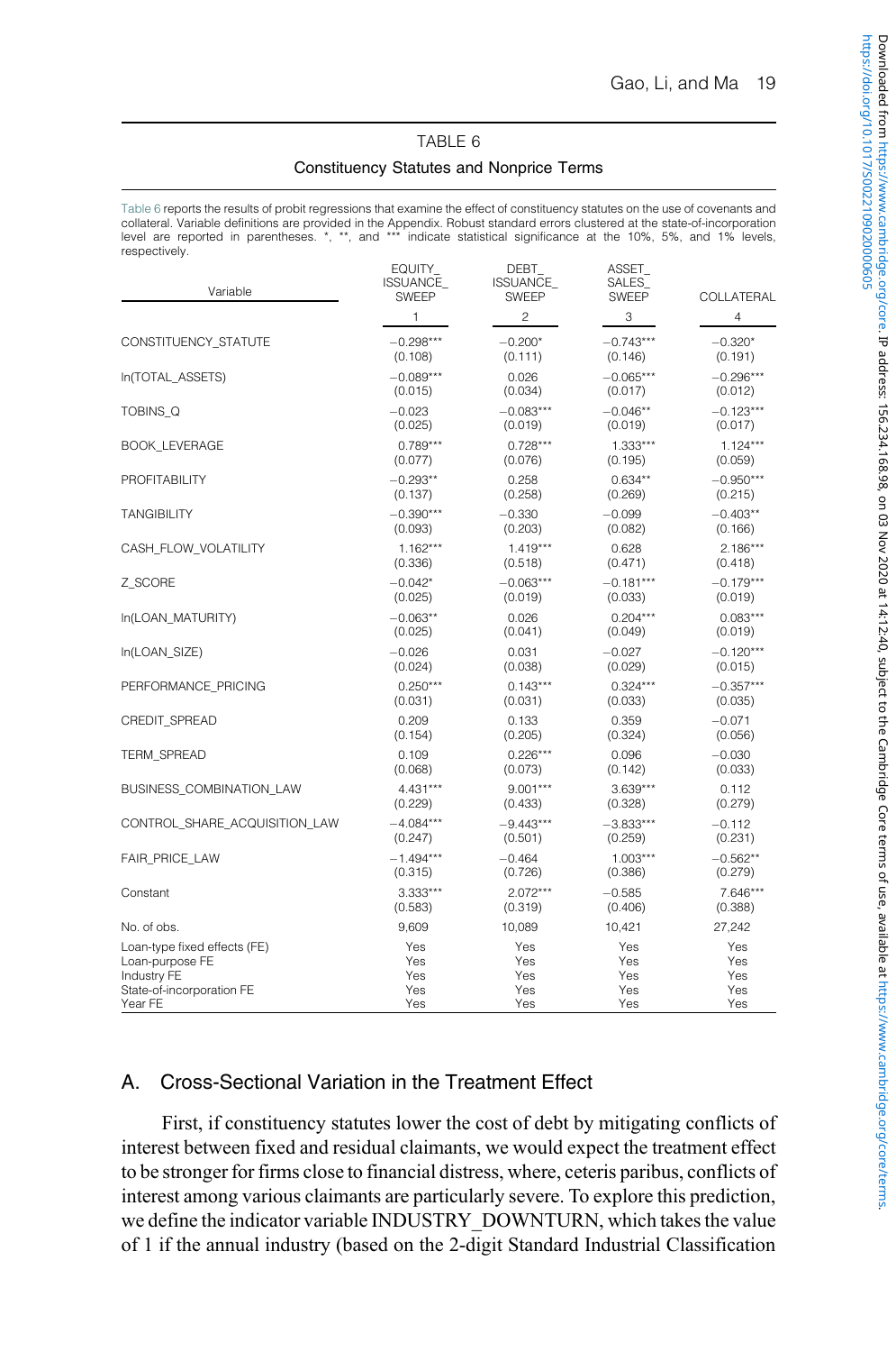## TABLE 6

### Constituency Statutes and Nonprice Terms

Table 6 reports the results of probit regressions that examine the effect of constituency statutes on the use of covenants and collateral. Variable definitions are provided in the Appendix. Robust standard errors clustered at the state-of-incorporation level are reported in parentheses. *, **, and *** indicate statistical significance at the 10%, 5%, and 1% levels, respectively.

| Variable | EQUITY_ ISSUANCE_ SWEEP | DEBT_ ISSUANCE_ SWEEP | ASSET_ SALES_ SWEEP | COLLATERAL |
|---|---|---|---|---|
| | 1 | 2 | 3 | 4 |
| CONSTITUENCY_STATUTE | −0.298*** | −0.200* | −0.743*** | −0.320* |
| | (0.108) | (0.111) | (0.146) | (0.191) |
| ln(TOTAL_ASSETS) | −0.089*** | 0.026 | −0.065*** | −0.296*** |
| | (0.015) | (0.034) | (0.017) | (0.012) |
| TOBINS_Q | −0.023 | −0.083*** | −0.046** | −0.123*** |
| | (0.025) | (0.019) | (0.019) | (0.017) |
| BOOK_LEVERAGE | 0.789*** | 0.728*** | 1.333*** | 1.124*** |
| | (0.077) | (0.076) | (0.195) | (0.059) |
| PROFITABILITY | −0.293** | 0.258 | 0.634** | −0.950*** |
| | (0.137) | (0.258) | (0.269) | (0.215) |
| TANGIBILITY | −0.390*** | −0.330 | −0.099 | −0.403** |
| | (0.093) | (0.203) | (0.082) | (0.166) |
| CASH_FLOW_VOLATILITY | 1.162*** | 1.419*** | 0.628 | 2.186*** |
| | (0.336) | (0.518) | (0.471) | (0.418) |
| Z_SCORE | −0.042* | −0.063*** | −0.181*** | −0.179*** |
| | (0.025) | (0.019) | (0.033) | (0.019) |
| ln(LOAN_MATURITY) | −0.063** | 0.026 | 0.204*** | 0.083*** |
| | (0.025) | (0.041) | (0.049) | (0.019) |
| ln(LOAN_SIZE) | −0.026 | 0.031 | −0.027 | −0.120*** |
| | (0.024) | (0.038) | (0.029) | (0.015) |
| PERFORMANCE_PRICING | 0.250*** | 0.143*** | 0.324*** | −0.357*** |
| | (0.031) | (0.031) | (0.033) | (0.035) |
| CREDIT_SPREAD | 0.209 | 0.133 | 0.359 | −0.071 |
| | (0.154) | (0.205) | (0.324) | (0.056) |
| TERM_SPREAD | 0.109 | 0.226*** | 0.096 | −0.030 |
| | (0.068) | (0.073) | (0.142) | (0.033) |
| BUSINESS_COMBINATION_LAW | 4.431*** | 9.001*** | 3.639*** | 0.112 |
| | (0.229) | (0.433) | (0.328) | (0.279) |
| CONTROL_SHARE_ACQUISITION_LAW | −4.084*** | −9.443*** | −3.833*** | −0.112 |
| | (0.247) | (0.501) | (0.259) | (0.231) |
| FAIR_PRICE_LAW | −1.494*** | −0.464 | 1.003*** | −0.562** |
| | (0.315) | (0.726) | (0.386) | (0.279) |
| Constant | 3.333*** | 2.072*** | −0.585 | 7.646*** |
| | (0.583) | (0.319) | (0.406) | (0.388) |
| No. of obs. | 9,609 | 10,089 | 10,421 | 27,242 |
| Loan-type fixed effects (FE) | Yes | Yes | Yes | Yes |
| Loan-purpose FE | Yes | Yes | Yes | Yes |
| Industry FE | Yes | Yes | Yes | Yes |
| State-of-incorporation FE | Yes | Yes | Yes | Yes |
| Year FE | Yes | Yes | Yes | Yes |

## A. Cross-Sectional Variation in the Treatment Effect

First, if constituency statutes lower the cost of debt by mitigating conflicts of interest between fixed and residual claimants, we would expect the treatment effect to be stronger for firms close to financial distress, where, ceteris paribus, conflicts of interest among various claimants are particularly severe. To explore this prediction, we define the indicator variable INDUSTRY_DOWNTURN, which takes the value of 1 if the annual industry (based on the 2-digit Standard Industrial Classification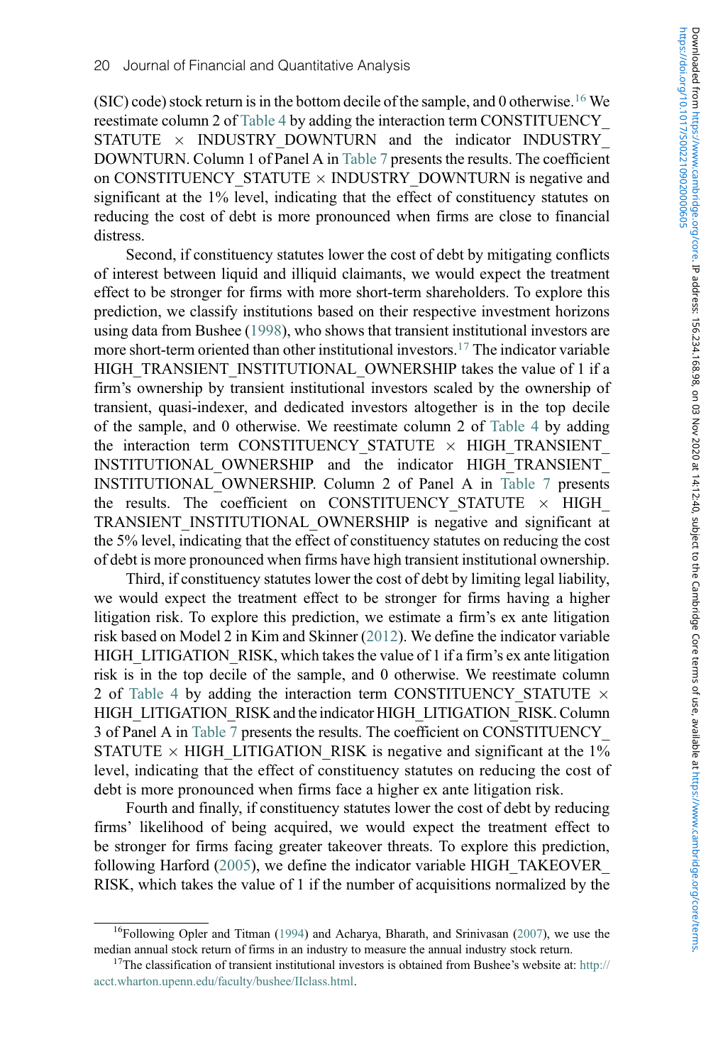(SIC) code) stock return is in the bottom decile of the sample, and 0 otherwise.[16] We reestimate column 2 of Table 4 by adding the interaction term CONSTITUENCY_STATUTE × INDUSTRY_DOWNTURN and the indicator INDUSTRY_DOWNTURN. Column 1 of Panel A in Table 7 presents the results. The coefficient on CONSTITUENCY_STATUTE × INDUSTRY_DOWNTURN is negative and significant at the 1% level, indicating that the effect of constituency statutes on reducing the cost of debt is more pronounced when firms are close to financial distress.

Second, if constituency statutes lower the cost of debt by mitigating conflicts of interest between liquid and illiquid claimants, we would expect the treatment effect to be stronger for firms with more short-term shareholders. To explore this prediction, we classify institutions based on their respective investment horizons using data from Bushee (1998), who shows that transient institutional investors are more short-term oriented than other institutional investors.[17] The indicator variable HIGH_TRANSIENT_INSTITUTIONAL_OWNERSHIP takes the value of 1 if a firm's ownership by transient institutional investors scaled by the ownership of transient, quasi-indexer, and dedicated investors altogether is in the top decile of the sample, and 0 otherwise. We reestimate column 2 of Table 4 by adding the interaction term CONSTITUENCY_STATUTE × HIGH_TRANSIENT_INSTITUTIONAL_OWNERSHIP and the indicator HIGH_TRANSIENT_INSTITUTIONAL_OWNERSHIP. Column 2 of Panel A in Table 7 presents the results. The coefficient on CONSTITUENCY_STATUTE × HIGH_TRANSIENT_INSTITUTIONAL_OWNERSHIP is negative and significant at the 5% level, indicating that the effect of constituency statutes on reducing the cost of debt is more pronounced when firms have high transient institutional ownership.

Third, if constituency statutes lower the cost of debt by limiting legal liability, we would expect the treatment effect to be stronger for firms having a higher litigation risk. To explore this prediction, we estimate a firm's ex ante litigation risk based on Model 2 in Kim and Skinner (2012). We define the indicator variable HIGH_LITIGATION_RISK, which takes the value of 1 if a firm's ex ante litigation risk is in the top decile of the sample, and 0 otherwise. We reestimate column 2 of Table 4 by adding the interaction term CONSTITUENCY_STATUTE × HIGH_LITIGATION_RISK and the indicator HIGH_LITIGATION_RISK. Column 3 of Panel A in Table 7 presents the results. The coefficient on CONSTITUENCY_STATUTE × HIGH_LITIGATION_RISK is negative and significant at the 1% level, indicating that the effect of constituency statutes on reducing the cost of debt is more pronounced when firms face a higher ex ante litigation risk.

Fourth and finally, if constituency statutes lower the cost of debt by reducing firms' likelihood of being acquired, we would expect the treatment effect to be stronger for firms facing greater takeover threats. To explore this prediction, following Harford (2005), we define the indicator variable HIGH_TAKEOVER_RISK, which takes the value of 1 if the number of acquisitions normalized by the

---

[16] Following Opler and Titman (1994) and Acharya, Bharath, and Srinivasan (2007), we use the median annual stock return of firms in an industry to measure the annual industry stock return.

[17] The classification of transient institutional investors is obtained from Bushee's website at: http://acct.wharton.upenn.edu/faculty/bushee/IIclass.html.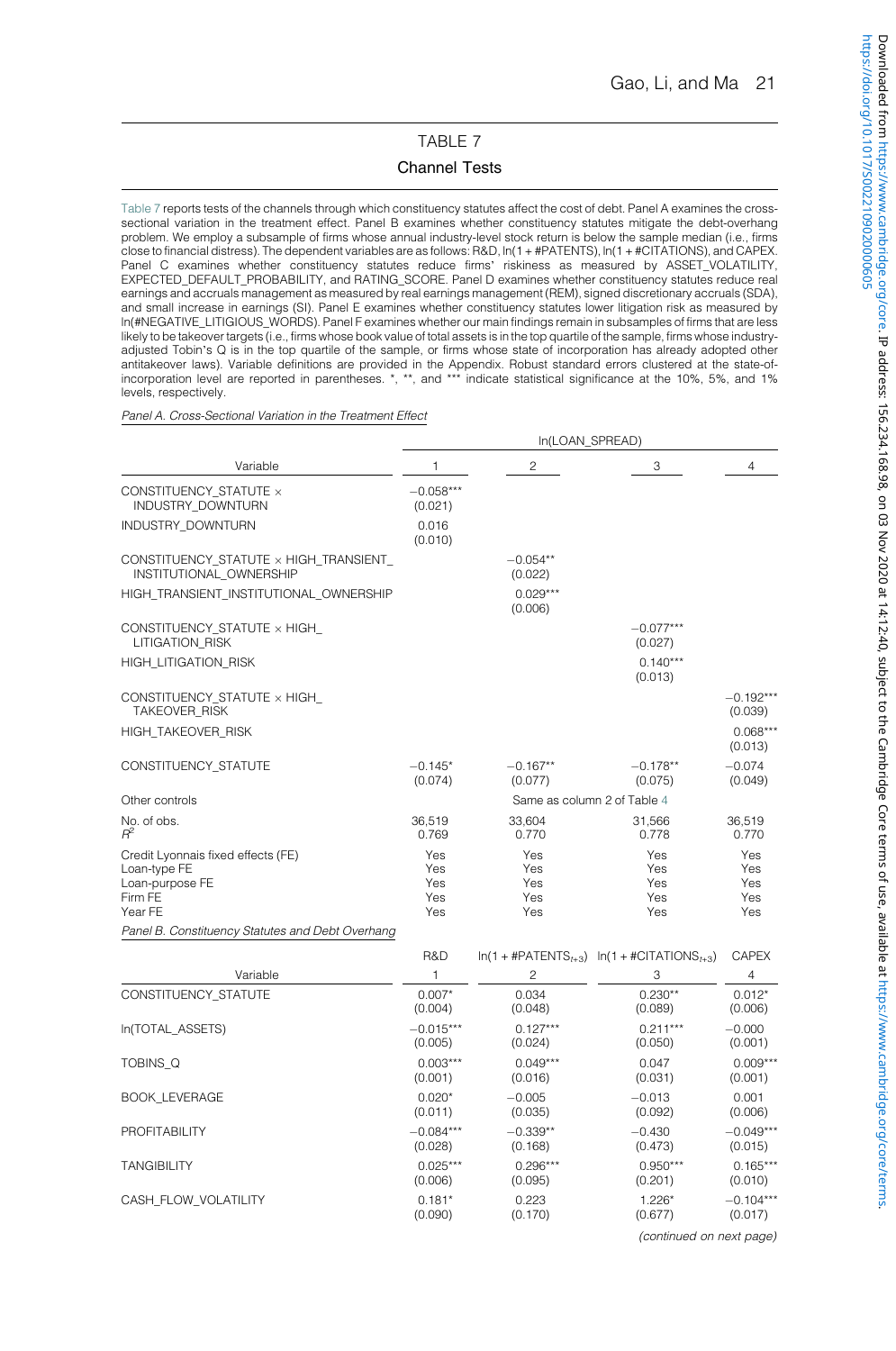## TABLE 7

### Channel Tests

Table 7 reports tests of the channels through which constituency statutes affect the cost of debt. Panel A examines the cross-sectional variation in the treatment effect. Panel B examines whether constituency statutes mitigate the debt-overhang problem. We employ a subsample of firms whose annual industry-level stock return is below the sample median (i.e., firms close to financial distress). The dependent variables are as follows: R&D, ln(1 + #PATENTS), ln(1 + #CITATIONS), and CAPEX. Panel C examines whether constituency statutes reduce firms' riskiness as measured by ASSET_VOLATILITY, EXPECTED_DEFAULT_PROBABILITY, and RATING_SCORE. Panel D examines whether constituency statutes reduce real earnings and accruals management as measured by real earnings management (REM), signed discretionary accruals (SDA), and small increase in earnings (SI). Panel E examines whether constituency statutes lower litigation risk as measured by ln(#NEGATIVE_LITIGIOUS_WORDS). Panel F examines whether our main findings remain in subsamples of firms that are less likely to be takeover targets (i.e., firms whose book value of total assets is in the top quartile of the sample, firms whose industry-adjusted Tobin's Q is in the top quartile of the sample, or firms whose state of incorporation has already adopted other antitakeover laws). Variable definitions are provided in the Appendix. Robust standard errors clustered at the state-of-incorporation level are reported in parentheses. *, **, and *** indicate statistical significance at the 10%, 5%, and 1% levels, respectively.

*Panel A. Cross-Sectional Variation in the Treatment Effect*

| | ln(LOAN_SPREAD) | | | |
|---|---|---|---|---|
| Variable | 1 | 2 | 3 | 4 |
| CONSTITUENCY_STATUTE × INDUSTRY_DOWNTURN | −0.058*** (0.021) | | | |
| INDUSTRY_DOWNTURN | 0.016 (0.010) | | | |
| CONSTITUENCY_STATUTE × HIGH_TRANSIENT_INSTITUTIONAL_OWNERSHIP | | −0.054** (0.022) | | |
| HIGH_TRANSIENT_INSTITUTIONAL_OWNERSHIP | | 0.029*** (0.006) | | |
| CONSTITUENCY_STATUTE × HIGH_LITIGATION_RISK | | | −0.077*** (0.027) | |
| HIGH_LITIGATION_RISK | | | 0.140*** (0.013) | |
| CONSTITUENCY_STATUTE × HIGH_TAKEOVER_RISK | | | | −0.192*** (0.039) |
| HIGH_TAKEOVER_RISK | | | | 0.068*** (0.013) |
| CONSTITUENCY_STATUTE | −0.145* (0.074) | −0.167** (0.077) | −0.178** (0.075) | −0.074 (0.049) |
| Other controls | Same as column 2 of Table 4 | | | |
| No. of obs. | 36,519 | 33,604 | 31,566 | 36,519 |
| $R^2$ | 0.769 | 0.770 | 0.778 | 0.770 |
| Credit Lyonnais fixed effects (FE) | Yes | Yes | Yes | Yes |
| Loan-type FE | Yes | Yes | Yes | Yes |
| Loan-purpose FE | Yes | Yes | Yes | Yes |
| Firm FE | Yes | Yes | Yes | Yes |
| Year FE | Yes | Yes | Yes | Yes |

*Panel B. Constituency Statutes and Debt Overhang*

| | R&D | $\ln(1 + \#PATENTS_{t+3})$ | $\ln(1 + \#CITATIONS_{t+3})$ | CAPEX |
|---|---|---|---|---|
| Variable | 1 | 2 | 3 | 4 |
| CONSTITUENCY_STATUTE | 0.007* (0.004) | 0.034 (0.048) | 0.230** (0.089) | 0.012* (0.006) |
| ln(TOTAL_ASSETS) | −0.015*** (0.005) | 0.127*** (0.024) | 0.211*** (0.050) | −0.000 (0.001) |
| TOBINS_Q | 0.003*** (0.001) | 0.049*** (0.016) | 0.047 (0.031) | 0.009*** (0.001) |
| BOOK_LEVERAGE | 0.020* (0.011) | −0.005 (0.035) | −0.013 (0.092) | 0.001 (0.006) |
| PROFITABILITY | −0.084*** (0.028) | −0.339** (0.168) | −0.430 (0.473) | −0.049*** (0.015) |
| TANGIBILITY | 0.025*** (0.006) | 0.296*** (0.095) | 0.950*** (0.201) | 0.165*** (0.010) |
| CASH_FLOW_VOLATILITY | 0.181* (0.090) | 0.223 (0.170) | 1.226* (0.677) | −0.104*** (0.017) |

*(continued on next page)*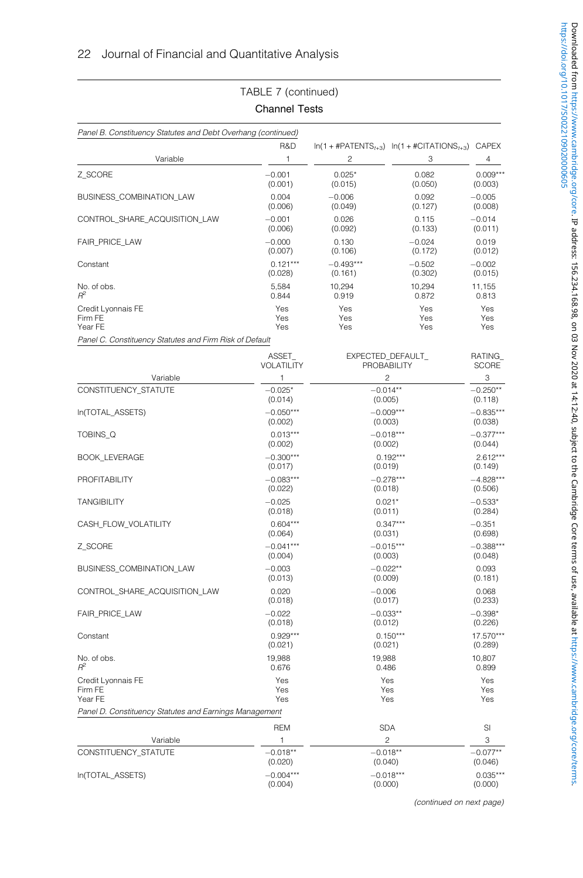TABLE 7 (continued)

**Channel Tests**

*Panel B. Constituency Statutes and Debt Overhang (continued)*

| Variable | R&D<br>1 | $\ln(1+\#PATENTS_{t+3})$<br>2 | $\ln(1+\#CITATIONS_{t+3})$<br>3 | CAPEX<br>4 |
|---|---|---|---|---|
| Z_SCORE | −0.001<br>(0.001) | 0.025*<br>(0.015) | 0.082<br>(0.050) | 0.009***<br>(0.003) |
| BUSINESS_COMBINATION_LAW | 0.004<br>(0.006) | −0.006<br>(0.049) | 0.092<br>(0.127) | −0.005<br>(0.008) |
| CONTROL_SHARE_ACQUISITION_LAW | −0.001<br>(0.006) | 0.026<br>(0.092) | 0.115<br>(0.133) | −0.014<br>(0.011) |
| FAIR_PRICE_LAW | −0.000<br>(0.007) | 0.130<br>(0.106) | −0.024<br>(0.172) | 0.019<br>(0.012) |
| Constant | 0.121***<br>(0.028) | −0.493***<br>(0.161) | −0.502<br>(0.302) | −0.002<br>(0.015) |
| No. of obs. | 5,584 | 10,294 | 10,294 | 11,155 |
| $R^2$ | 0.844 | 0.919 | 0.872 | 0.813 |
| Credit Lyonnais FE | Yes | Yes | Yes | Yes |
| Firm FE | Yes | Yes | Yes | Yes |
| Year FE | Yes | Yes | Yes | Yes |

*Panel C. Constituency Statutes and Firm Risk of Default*

| Variable | ASSET_VOLATILITY<br>1 | EXPECTED_DEFAULT_PROBABILITY<br>2 | RATING_SCORE<br>3 |
|---|---|---|---|
| CONSTITUENCY_STATUTE | −0.025*<br>(0.014) | −0.014**<br>(0.005) | −0.250**<br>(0.118) |
| ln(TOTAL_ASSETS) | −0.050***<br>(0.002) | −0.009***<br>(0.003) | −0.835***<br>(0.038) |
| TOBINS_Q | 0.013***<br>(0.002) | −0.018***<br>(0.002) | −0.377***<br>(0.044) |
| BOOK_LEVERAGE | −0.300***<br>(0.017) | 0.192***<br>(0.019) | 2.612***<br>(0.149) |
| PROFITABILITY | −0.083***<br>(0.022) | −0.278***<br>(0.018) | −4.828***<br>(0.506) |
| TANGIBILITY | −0.025<br>(0.018) | 0.021*<br>(0.011) | −0.533*<br>(0.284) |
| CASH_FLOW_VOLATILITY | 0.604***<br>(0.064) | 0.347***<br>(0.031) | −0.351<br>(0.698) |
| Z_SCORE | −0.041***<br>(0.004) | −0.015***<br>(0.003) | −0.388***<br>(0.048) |
| BUSINESS_COMBINATION_LAW | −0.003<br>(0.013) | −0.022**<br>(0.009) | 0.093<br>(0.181) |
| CONTROL_SHARE_ACQUISITION_LAW | 0.020<br>(0.018) | −0.006<br>(0.017) | 0.068<br>(0.233) |
| FAIR_PRICE_LAW | −0.022<br>(0.018) | −0.033**<br>(0.012) | −0.398*<br>(0.226) |
| Constant | 0.929***<br>(0.021) | 0.150***<br>(0.021) | 17.570***<br>(0.289) |
| No. of obs. | 19,988 | 19,988 | 10,807 |
| $R^2$ | 0.676 | 0.486 | 0.899 |
| Credit Lyonnais FE | Yes | Yes | Yes |
| Firm FE | Yes | Yes | Yes |
| Year FE | Yes | Yes | Yes |

*Panel D. Constituency Statutes and Earnings Management*

| Variable | REM<br>1 | SDA<br>2 | SI<br>3 |
|---|---|---|---|
| CONSTITUENCY_STATUTE | −0.018**<br>(0.020) | −0.018**<br>(0.040) | −0.077**<br>(0.046) |
| ln(TOTAL_ASSETS) | −0.004***<br>(0.004) | −0.018***<br>(0.000) | 0.035***<br>(0.000) |

(continued on next page)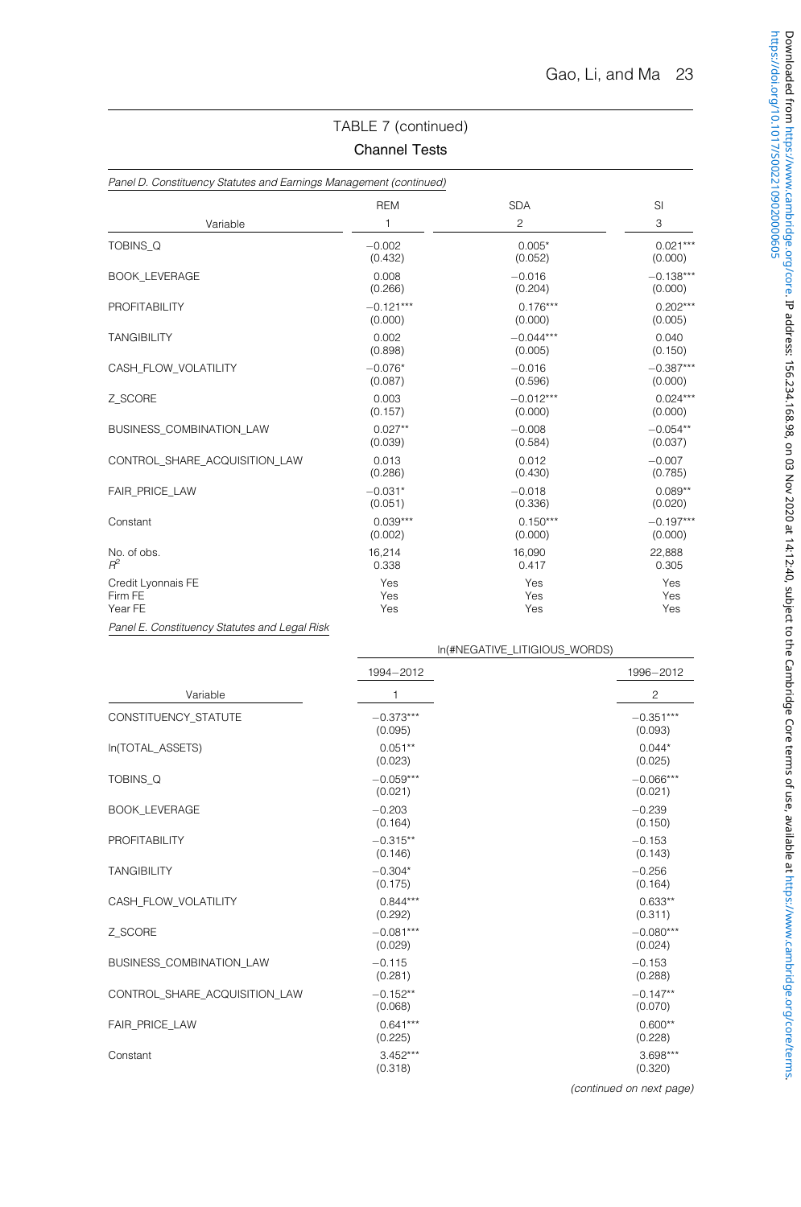## TABLE 7 (continued)

### Channel Tests

*Panel D. Constituency Statutes and Earnings Management (continued)*

| Variable | REM<br>1 | SDA<br>2 | SI<br>3 |
|---|---|---|---|
| TOBINS_Q | −0.002<br>(0.432) | 0.005*<br>(0.052) | 0.021***<br>(0.000) |
| BOOK_LEVERAGE | 0.008<br>(0.266) | −0.016<br>(0.204) | −0.138***<br>(0.000) |
| PROFITABILITY | −0.121***<br>(0.000) | 0.176***<br>(0.000) | 0.202***<br>(0.005) |
| TANGIBILITY | 0.002<br>(0.898) | −0.044***<br>(0.005) | 0.040<br>(0.150) |
| CASH_FLOW_VOLATILITY | −0.076*<br>(0.087) | −0.016<br>(0.596) | −0.387***<br>(0.000) |
| Z_SCORE | 0.003<br>(0.157) | −0.012***<br>(0.000) | 0.024***<br>(0.000) |
| BUSINESS_COMBINATION_LAW | 0.027**<br>(0.039) | −0.008<br>(0.584) | −0.054**<br>(0.037) |
| CONTROL_SHARE_ACQUISITION_LAW | 0.013<br>(0.286) | 0.012<br>(0.430) | −0.007<br>(0.785) |
| FAIR_PRICE_LAW | −0.031*<br>(0.051) | −0.018<br>(0.336) | 0.089**<br>(0.020) |
| Constant | 0.039***<br>(0.002) | 0.150***<br>(0.000) | −0.197***<br>(0.000) |
| No. of obs. | 16,214 | 16,090 | 22,888 |
| $R^2$ | 0.338 | 0.417 | 0.305 |
| Credit Lyonnais FE | Yes | Yes | Yes |
| Firm FE | Yes | Yes | Yes |
| Year FE | Yes | Yes | Yes |

*Panel E. Constituency Statutes and Legal Risk*

| | ln(#NEGATIVE_LITIGIOUS_WORDS) | |
|---|---|---|
| | 1994–2012 | 1996–2012 |
| Variable | 1 | 2 |
| CONSTITUENCY_STATUTE | −0.373***<br>(0.095) | −0.351***<br>(0.093) |
| ln(TOTAL_ASSETS) | 0.051**<br>(0.023) | 0.044*<br>(0.025) |
| TOBINS_Q | −0.059***<br>(0.021) | −0.066***<br>(0.021) |
| BOOK_LEVERAGE | −0.203<br>(0.164) | −0.239<br>(0.150) |
| PROFITABILITY | −0.315**<br>(0.146) | −0.153<br>(0.143) |
| TANGIBILITY | −0.304*<br>(0.175) | −0.256<br>(0.164) |
| CASH_FLOW_VOLATILITY | 0.844***<br>(0.292) | 0.633**<br>(0.311) |
| Z_SCORE | −0.081***<br>(0.029) | −0.080***<br>(0.024) |
| BUSINESS_COMBINATION_LAW | −0.115<br>(0.281) | −0.153<br>(0.288) |
| CONTROL_SHARE_ACQUISITION_LAW | −0.152**<br>(0.068) | −0.147**<br>(0.070) |
| FAIR_PRICE_LAW | 0.641***<br>(0.225) | 0.600**<br>(0.228) |
| Constant | 3.452***<br>(0.318) | 3.698***<br>(0.320) |

*(continued on next page)*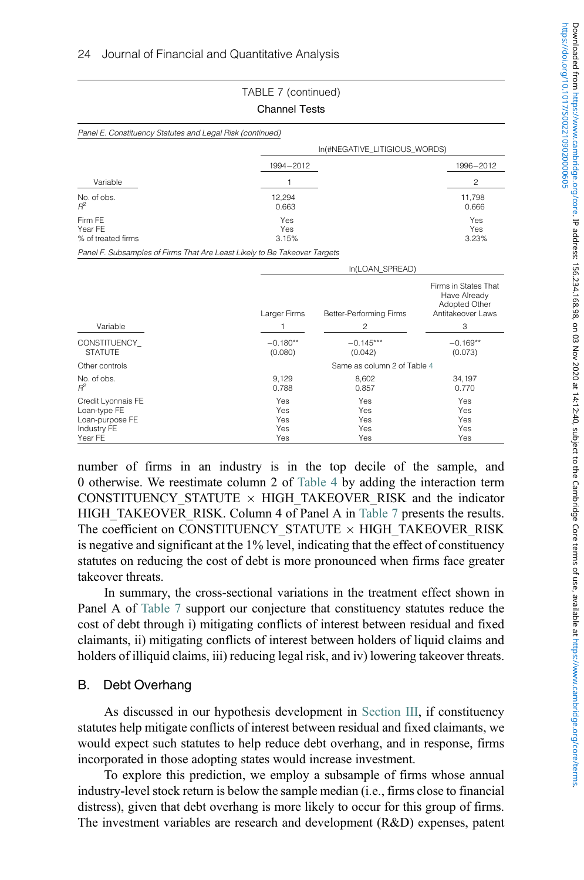TABLE 7 (continued)

Channel Tests

*Panel E. Constituency Statutes and Legal Risk (continued)*

| | ln(#NEGATIVE_LITIGIOUS_WORDS) | |
|---|---|---|
| | 1994–2012 | 1996–2012 |
| Variable | 1 | 2 |
| No. of obs. | 12,294 | 11,798 |
| $R^2$ | 0.663 | 0.666 |
| Firm FE | Yes | Yes |
| Year FE | Yes | Yes |
| % of treated firms | 3.15% | 3.23% |

*Panel F. Subsamples of Firms That Are Least Likely to Be Takeover Targets*

| | ln(LOAN_SPREAD) | | |
|---|---|---|---|
| | Larger Firms | Better-Performing Firms | Firms in States That Have Already Adopted Other Antitakeover Laws |
| Variable | 1 | 2 | 3 |
| CONSTITUENCY_STATUTE | −0.180** (0.080) | −0.145*** (0.042) | −0.169** (0.073) |
| Other controls | Same as column 2 of Table 4 | | |
| No. of obs. | 9,129 | 8,602 | 34,197 |
| $R^2$ | 0.788 | 0.857 | 0.770 |
| Credit Lyonnais FE | Yes | Yes | Yes |
| Loan-type FE | Yes | Yes | Yes |
| Loan-purpose FE | Yes | Yes | Yes |
| Industry FE | Yes | Yes | Yes |
| Year FE | Yes | Yes | Yes |

number of firms in an industry is in the top decile of the sample, and 0 otherwise. We reestimate column 2 of Table 4 by adding the interaction term CONSTITUENCY_STATUTE × HIGH_TAKEOVER_RISK and the indicator HIGH_TAKEOVER_RISK. Column 4 of Panel A in Table 7 presents the results. The coefficient on CONSTITUENCY_STATUTE × HIGH_TAKEOVER_RISK is negative and significant at the 1% level, indicating that the effect of constituency statutes on reducing the cost of debt is more pronounced when firms face greater takeover threats.

In summary, the cross-sectional variations in the treatment effect shown in Panel A of Table 7 support our conjecture that constituency statutes reduce the cost of debt through i) mitigating conflicts of interest between residual and fixed claimants, ii) mitigating conflicts of interest between holders of liquid claims and holders of illiquid claims, iii) reducing legal risk, and iv) lowering takeover threats.

## B. Debt Overhang

As discussed in our hypothesis development in Section III, if constituency statutes help mitigate conflicts of interest between residual and fixed claimants, we would expect such statutes to help reduce debt overhang, and in response, firms incorporated in those adopting states would increase investment.

To explore this prediction, we employ a subsample of firms whose annual industry-level stock return is below the sample median (i.e., firms close to financial distress), given that debt overhang is more likely to occur for this group of firms. The investment variables are research and development (R&D) expenses, patent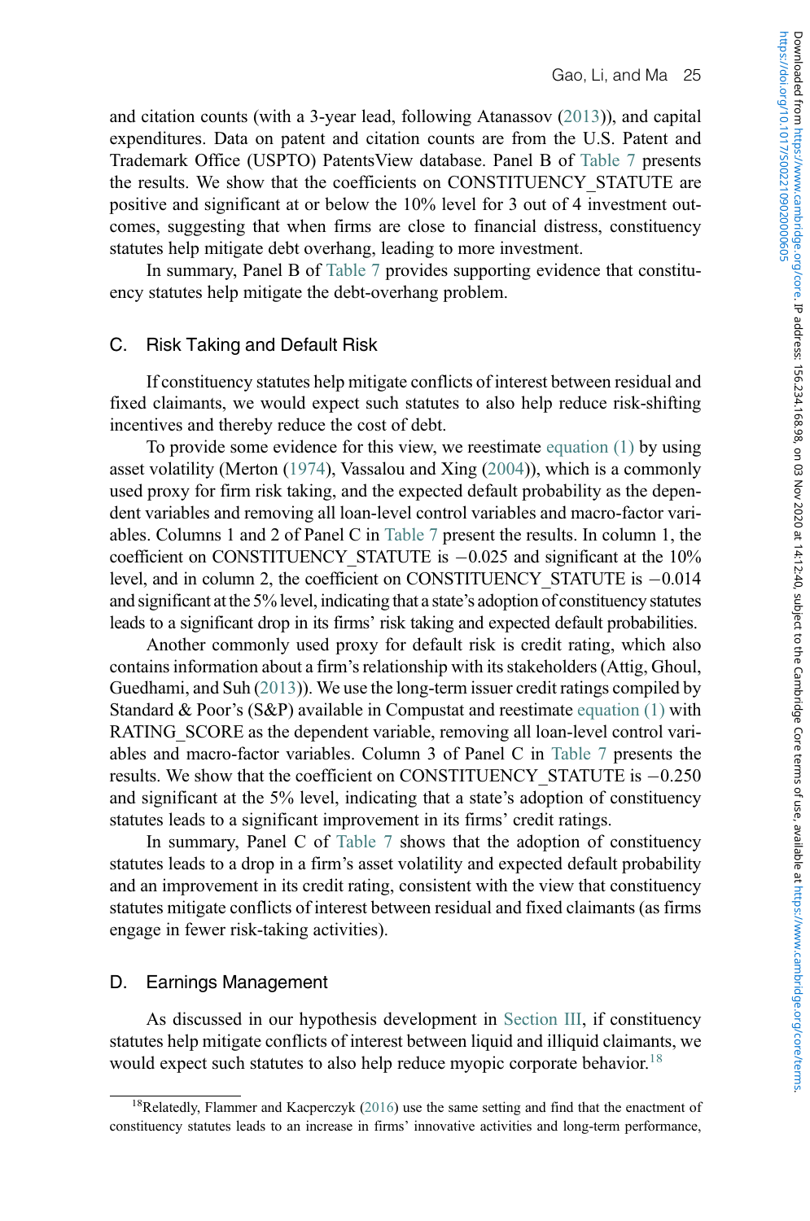and citation counts (with a 3-year lead, following Atanassov (2013)), and capital expenditures. Data on patent and citation counts are from the U.S. Patent and Trademark Office (USPTO) PatentsView database. Panel B of Table 7 presents the results. We show that the coefficients on CONSTITUENCY_STATUTE are positive and significant at or below the 10% level for 3 out of 4 investment outcomes, suggesting that when firms are close to financial distress, constituency statutes help mitigate debt overhang, leading to more investment.

In summary, Panel B of Table 7 provides supporting evidence that constituency statutes help mitigate the debt-overhang problem.

## C. Risk Taking and Default Risk

If constituency statutes help mitigate conflicts of interest between residual and fixed claimants, we would expect such statutes to also help reduce risk-shifting incentives and thereby reduce the cost of debt.

To provide some evidence for this view, we reestimate equation (1) by using asset volatility (Merton (1974), Vassalou and Xing (2004)), which is a commonly used proxy for firm risk taking, and the expected default probability as the dependent variables and removing all loan-level control variables and macro-factor variables. Columns 1 and 2 of Panel C in Table 7 present the results. In column 1, the coefficient on CONSTITUENCY_STATUTE is −0.025 and significant at the 10% level, and in column 2, the coefficient on CONSTITUENCY_STATUTE is −0.014 and significant at the 5% level, indicating that a state's adoption of constituency statutes leads to a significant drop in its firms' risk taking and expected default probabilities.

Another commonly used proxy for default risk is credit rating, which also contains information about a firm's relationship with its stakeholders (Attig, Ghoul, Guedhami, and Suh (2013)). We use the long-term issuer credit ratings compiled by Standard & Poor's (S&P) available in Compustat and reestimate equation (1) with RATING_SCORE as the dependent variable, removing all loan-level control variables and macro-factor variables. Column 3 of Panel C in Table 7 presents the results. We show that the coefficient on CONSTITUENCY_STATUTE is −0.250 and significant at the 5% level, indicating that a state's adoption of constituency statutes leads to a significant improvement in its firms' credit ratings.

In summary, Panel C of Table 7 shows that the adoption of constituency statutes leads to a drop in a firm's asset volatility and expected default probability and an improvement in its credit rating, consistent with the view that constituency statutes mitigate conflicts of interest between residual and fixed claimants (as firms engage in fewer risk-taking activities).

## D. Earnings Management

As discussed in our hypothesis development in Section III, if constituency statutes help mitigate conflicts of interest between liquid and illiquid claimants, we would expect such statutes to also help reduce myopic corporate behavior.[18]

[18] Relatedly, Flammer and Kacperczyk (2016) use the same setting and find that the enactment of constituency statutes leads to an increase in firms' innovative activities and long-term performance,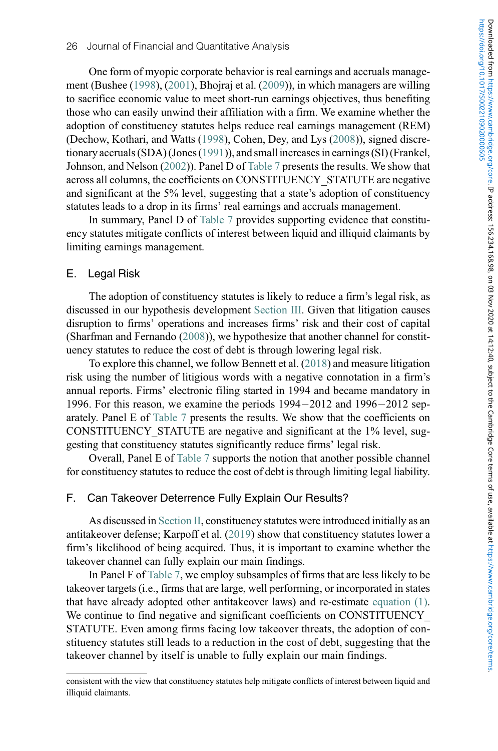One form of myopic corporate behavior is real earnings and accruals management (Bushee (1998), (2001), Bhojraj et al. (2009)), in which managers are willing to sacrifice economic value to meet short-run earnings objectives, thus benefiting those who can easily unwind their affiliation with a firm. We examine whether the adoption of constituency statutes helps reduce real earnings management (REM) (Dechow, Kothari, and Watts (1998), Cohen, Dey, and Lys (2008)), signed discretionary accruals (SDA) (Jones (1991)), and small increases in earnings (SI) (Frankel, Johnson, and Nelson (2002)). Panel D of Table 7 presents the results. We show that across all columns, the coefficients on CONSTITUENCY_STATUTE are negative and significant at the 5% level, suggesting that a state's adoption of constituency statutes leads to a drop in its firms' real earnings and accruals management.

In summary, Panel D of Table 7 provides supporting evidence that constituency statutes mitigate conflicts of interest between liquid and illiquid claimants by limiting earnings management.

## E. Legal Risk

The adoption of constituency statutes is likely to reduce a firm's legal risk, as discussed in our hypothesis development Section III. Given that litigation causes disruption to firms' operations and increases firms' risk and their cost of capital (Sharfman and Fernando (2008)), we hypothesize that another channel for constituency statutes to reduce the cost of debt is through lowering legal risk.

To explore this channel, we follow Bennett et al. (2018) and measure litigation risk using the number of litigious words with a negative connotation in a firm's annual reports. Firms' electronic filing started in 1994 and became mandatory in 1996. For this reason, we examine the periods 1994−2012 and 1996−2012 separately. Panel E of Table 7 presents the results. We show that the coefficients on CONSTITUENCY_STATUTE are negative and significant at the 1% level, suggesting that constituency statutes significantly reduce firms' legal risk.

Overall, Panel E of Table 7 supports the notion that another possible channel for constituency statutes to reduce the cost of debt is through limiting legal liability.

## F. Can Takeover Deterrence Fully Explain Our Results?

As discussed in Section II, constituency statutes were introduced initially as an antitakeover defense; Karpoff et al. (2019) show that constituency statutes lower a firm's likelihood of being acquired. Thus, it is important to examine whether the takeover channel can fully explain our main findings.

In Panel F of Table 7, we employ subsamples of firms that are less likely to be takeover targets (i.e., firms that are large, well performing, or incorporated in states that have already adopted other antitakeover laws) and re-estimate equation (1). We continue to find negative and significant coefficients on CONSTITUENCY_STATUTE. Even among firms facing low takeover threats, the adoption of constituency statutes still leads to a reduction in the cost of debt, suggesting that the takeover channel by itself is unable to fully explain our main findings.

---

consistent with the view that constituency statutes help mitigate conflicts of interest between liquid and illiquid claimants.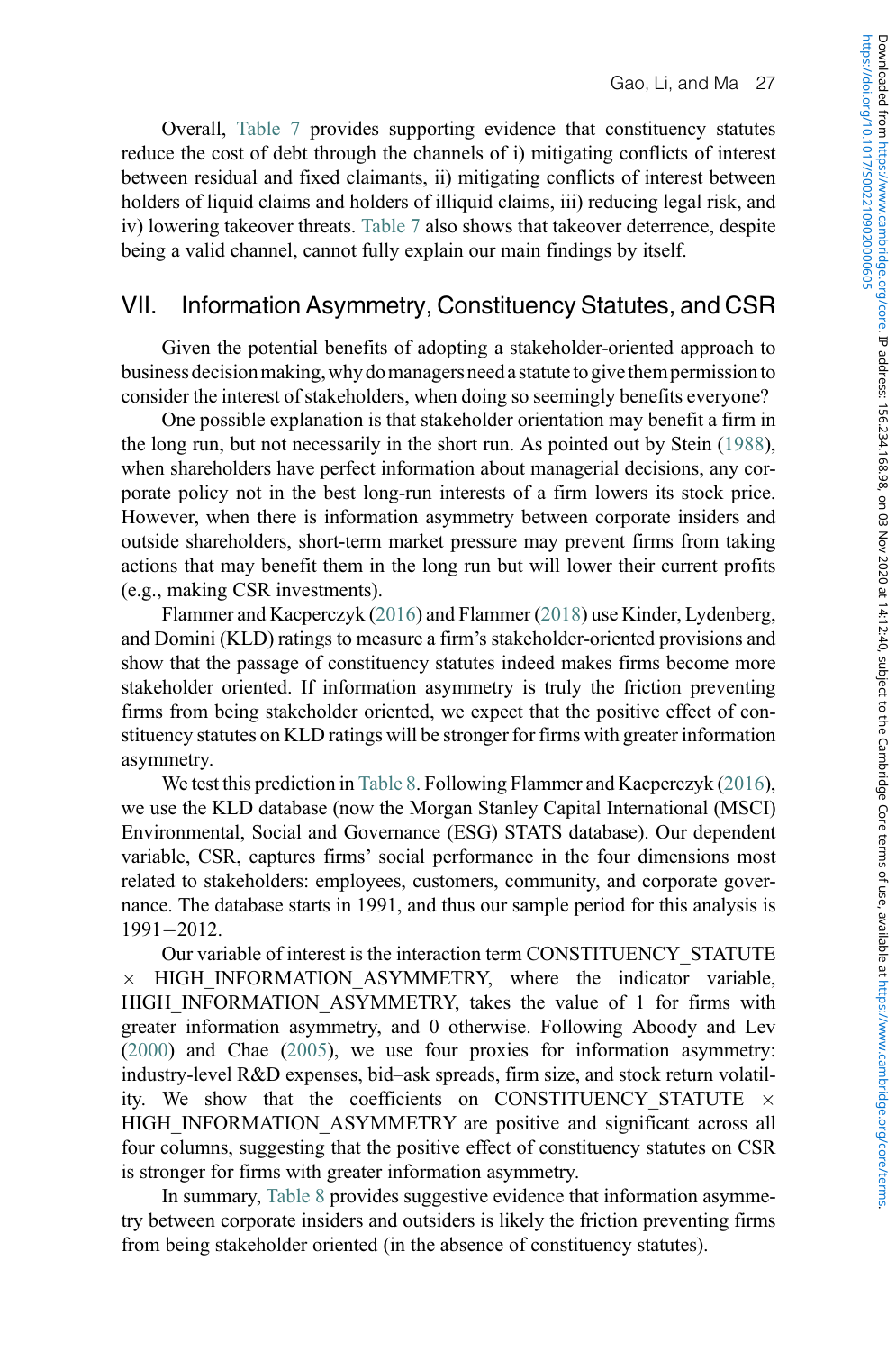Overall, Table 7 provides supporting evidence that constituency statutes reduce the cost of debt through the channels of i) mitigating conflicts of interest between residual and fixed claimants, ii) mitigating conflicts of interest between holders of liquid claims and holders of illiquid claims, iii) reducing legal risk, and iv) lowering takeover threats. Table 7 also shows that takeover deterrence, despite being a valid channel, cannot fully explain our main findings by itself.

## VII. Information Asymmetry, Constituency Statutes, and CSR

Given the potential benefits of adopting a stakeholder-oriented approach to business decision making, why do managers need a statute to give them permission to consider the interest of stakeholders, when doing so seemingly benefits everyone?

One possible explanation is that stakeholder orientation may benefit a firm in the long run, but not necessarily in the short run. As pointed out by Stein (1988), when shareholders have perfect information about managerial decisions, any corporate policy not in the best long-run interests of a firm lowers its stock price. However, when there is information asymmetry between corporate insiders and outside shareholders, short-term market pressure may prevent firms from taking actions that may benefit them in the long run but will lower their current profits (e.g., making CSR investments).

Flammer and Kacperczyk (2016) and Flammer (2018) use Kinder, Lydenberg, and Domini (KLD) ratings to measure a firm's stakeholder-oriented provisions and show that the passage of constituency statutes indeed makes firms become more stakeholder oriented. If information asymmetry is truly the friction preventing firms from being stakeholder oriented, we expect that the positive effect of constituency statutes on KLD ratings will be stronger for firms with greater information asymmetry.

We test this prediction in Table 8. Following Flammer and Kacperczyk (2016), we use the KLD database (now the Morgan Stanley Capital International (MSCI) Environmental, Social and Governance (ESG) STATS database). Our dependent variable, CSR, captures firms' social performance in the four dimensions most related to stakeholders: employees, customers, community, and corporate governance. The database starts in 1991, and thus our sample period for this analysis is 1991−2012.

Our variable of interest is the interaction term CONSTITUENCY_STATUTE × HIGH_INFORMATION_ASYMMETRY, where the indicator variable, HIGH_INFORMATION_ASYMMETRY, takes the value of 1 for firms with greater information asymmetry, and 0 otherwise. Following Aboody and Lev (2000) and Chae (2005), we use four proxies for information asymmetry: industry-level R&D expenses, bid–ask spreads, firm size, and stock return volatility. We show that the coefficients on CONSTITUENCY_STATUTE × HIGH_INFORMATION_ASYMMETRY are positive and significant across all four columns, suggesting that the positive effect of constituency statutes on CSR is stronger for firms with greater information asymmetry.

In summary, Table 8 provides suggestive evidence that information asymmetry between corporate insiders and outsiders is likely the friction preventing firms from being stakeholder oriented (in the absence of constituency statutes).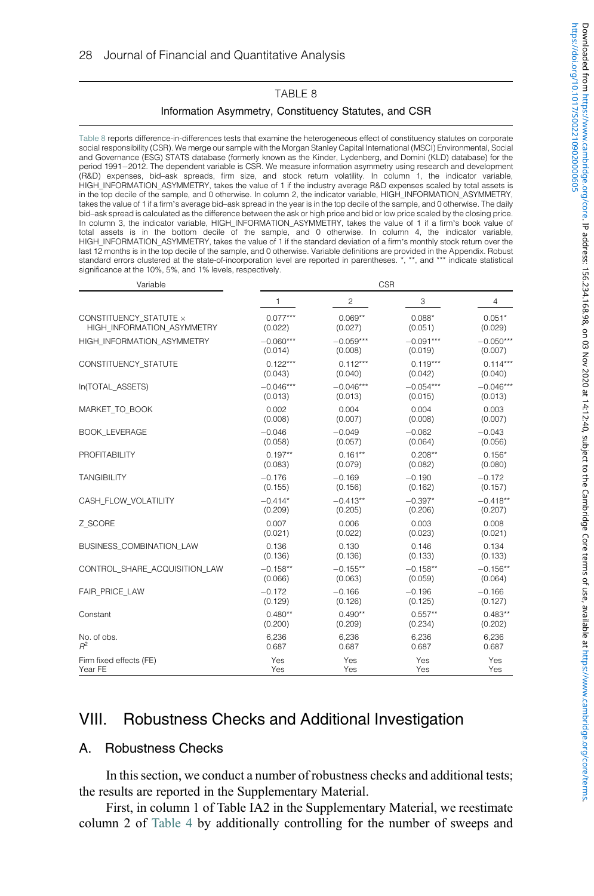TABLE 8

Information Asymmetry, Constituency Statutes, and CSR

Table 8 reports difference-in-differences tests that examine the heterogeneous effect of constituency statutes on corporate social responsibility (CSR). We merge our sample with the Morgan Stanley Capital International (MSCI) Environmental, Social and Governance (ESG) STATS database (formerly known as the Kinder, Lydenberg, and Domini (KLD) database) for the period 1991−2012. The dependent variable is CSR. We measure information asymmetry using research and development (R&D) expenses, bid–ask spreads, firm size, and stock return volatility. In column 1, the indicator variable, HIGH_INFORMATION_ASYMMETRY, takes the value of 1 if the industry average R&D expenses scaled by total assets is in the top decile of the sample, and 0 otherwise. In column 2, the indicator variable, HIGH_INFORMATION_ASYMMETRY, takes the value of 1 if a firm's average bid–ask spread in the year is in the top decile of the sample, and 0 otherwise. The daily bid–ask spread is calculated as the difference between the ask or high price and bid or low price scaled by the closing price. In column 3, the indicator variable, HIGH_INFORMATION_ASYMMETRY, takes the value of 1 if a firm's book value of total assets is in the bottom decile of the sample, and 0 otherwise. In column 4, the indicator variable, HIGH_INFORMATION_ASYMMETRY, takes the value of 1 if the standard deviation of a firm's monthly stock return over the last 12 months is in the top decile of the sample, and 0 otherwise. Variable definitions are provided in the Appendix. Robust standard errors clustered at the state-of-incorporation level are reported in parentheses. *, **, and *** indicate statistical significance at the 10%, 5%, and 1% levels, respectively.

| Variable | CSR | | | |
|---|---|---|---|---|
| | 1 | 2 | 3 | 4 |
| CONSTITUENCY_STATUTE × HIGH_INFORMATION_ASYMMETRY | 0.077*** | 0.069** | 0.088* | 0.051* |
| | (0.022) | (0.027) | (0.051) | (0.029) |
| HIGH_INFORMATION_ASYMMETRY | −0.060*** | −0.059*** | −0.091*** | −0.050*** |
| | (0.014) | (0.008) | (0.019) | (0.007) |
| CONSTITUENCY_STATUTE | 0.122*** | 0.112*** | 0.119*** | 0.114*** |
| | (0.043) | (0.040) | (0.042) | (0.040) |
| ln(TOTAL_ASSETS) | −0.046*** | −0.046*** | −0.054*** | −0.046*** |
| | (0.013) | (0.013) | (0.015) | (0.013) |
| MARKET_TO_BOOK | 0.002 | 0.004 | 0.004 | 0.003 |
| | (0.008) | (0.007) | (0.008) | (0.007) |
| BOOK_LEVERAGE | −0.046 | −0.049 | −0.062 | −0.043 |
| | (0.058) | (0.057) | (0.064) | (0.056) |
| PROFITABILITY | 0.197** | 0.161** | 0.208** | 0.156* |
| | (0.083) | (0.079) | (0.082) | (0.080) |
| TANGIBILITY | −0.176 | −0.169 | −0.190 | −0.172 |
| | (0.155) | (0.156) | (0.162) | (0.157) |
| CASH_FLOW_VOLATILITY | −0.414* | −0.413** | −0.397* | −0.418** |
| | (0.209) | (0.205) | (0.206) | (0.207) |
| Z_SCORE | 0.007 | 0.006 | 0.003 | 0.008 |
| | (0.021) | (0.022) | (0.023) | (0.021) |
| BUSINESS_COMBINATION_LAW | 0.136 | 0.130 | 0.146 | 0.134 |
| | (0.136) | (0.136) | (0.133) | (0.133) |
| CONTROL_SHARE_ACQUISITION_LAW | −0.158** | −0.155** | −0.158** | −0.156** |
| | (0.066) | (0.063) | (0.059) | (0.064) |
| FAIR_PRICE_LAW | −0.172 | −0.166 | −0.196 | −0.166 |
| | (0.129) | (0.126) | (0.125) | (0.127) |
| Constant | 0.480** | 0.490** | 0.557** | 0.483** |
| | (0.200) | (0.209) | (0.234) | (0.202) |
| No. of obs. | 6,236 | 6,236 | 6,236 | 6,236 |
| $R^2$ | 0.687 | 0.687 | 0.687 | 0.687 |
| Firm fixed effects (FE) | Yes | Yes | Yes | Yes |
| Year FE | Yes | Yes | Yes | Yes |

# VIII. Robustness Checks and Additional Investigation

## A. Robustness Checks

In this section, we conduct a number of robustness checks and additional tests; the results are reported in the Supplementary Material.

First, in column 1 of Table IA2 in the Supplementary Material, we reestimate column 2 of Table 4 by additionally controlling for the number of sweeps and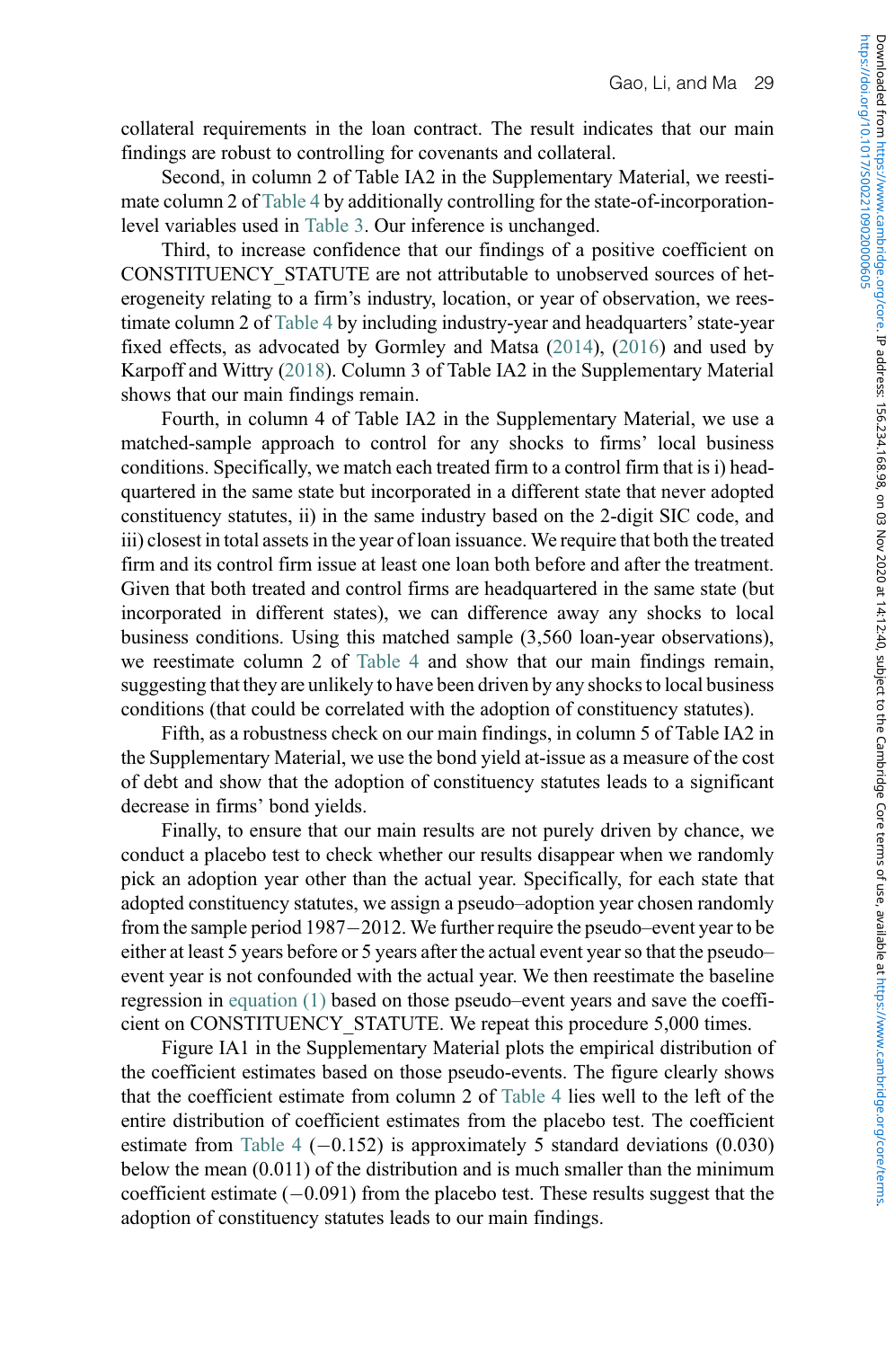collateral requirements in the loan contract. The result indicates that our main findings are robust to controlling for covenants and collateral.

Second, in column 2 of Table IA2 in the Supplementary Material, we reestimate column 2 of Table 4 by additionally controlling for the state-of-incorporation-level variables used in Table 3. Our inference is unchanged.

Third, to increase confidence that our findings of a positive coefficient on CONSTITUENCY_STATUTE are not attributable to unobserved sources of heterogeneity relating to a firm's industry, location, or year of observation, we reestimate column 2 of Table 4 by including industry-year and headquarters' state-year fixed effects, as advocated by Gormley and Matsa (2014), (2016) and used by Karpoff and Wittry (2018). Column 3 of Table IA2 in the Supplementary Material shows that our main findings remain.

Fourth, in column 4 of Table IA2 in the Supplementary Material, we use a matched-sample approach to control for any shocks to firms' local business conditions. Specifically, we match each treated firm to a control firm that is i) headquartered in the same state but incorporated in a different state that never adopted constituency statutes, ii) in the same industry based on the 2-digit SIC code, and iii) closest in total assets in the year of loan issuance. We require that both the treated firm and its control firm issue at least one loan both before and after the treatment. Given that both treated and control firms are headquartered in the same state (but incorporated in different states), we can difference away any shocks to local business conditions. Using this matched sample (3,560 loan-year observations), we reestimate column 2 of Table 4 and show that our main findings remain, suggesting that they are unlikely to have been driven by any shocks to local business conditions (that could be correlated with the adoption of constituency statutes).

Fifth, as a robustness check on our main findings, in column 5 of Table IA2 in the Supplementary Material, we use the bond yield at-issue as a measure of the cost of debt and show that the adoption of constituency statutes leads to a significant decrease in firms' bond yields.

Finally, to ensure that our main results are not purely driven by chance, we conduct a placebo test to check whether our results disappear when we randomly pick an adoption year other than the actual year. Specifically, for each state that adopted constituency statutes, we assign a pseudo–adoption year chosen randomly from the sample period 1987−2012. We further require the pseudo–event year to be either at least 5 years before or 5 years after the actual event year so that the pseudo–event year is not confounded with the actual year. We then reestimate the baseline regression in equation (1) based on those pseudo–event years and save the coefficient on CONSTITUENCY_STATUTE. We repeat this procedure 5,000 times.

Figure IA1 in the Supplementary Material plots the empirical distribution of the coefficient estimates based on those pseudo-events. The figure clearly shows that the coefficient estimate from column 2 of Table 4 lies well to the left of the entire distribution of coefficient estimates from the placebo test. The coefficient estimate from Table 4 (−0.152) is approximately 5 standard deviations (0.030) below the mean (0.011) of the distribution and is much smaller than the minimum coefficient estimate (−0.091) from the placebo test. These results suggest that the adoption of constituency statutes leads to our main findings.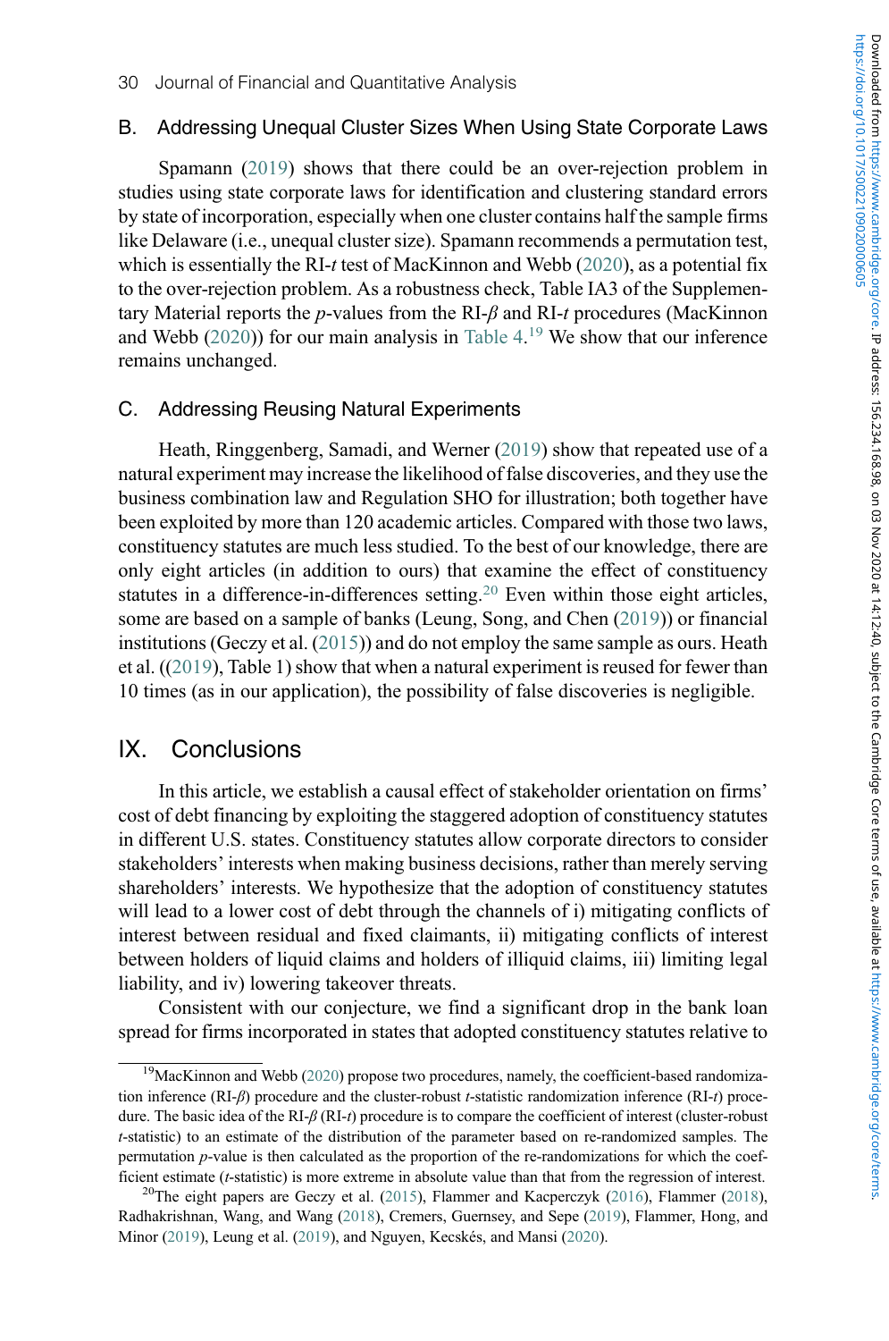### B. Addressing Unequal Cluster Sizes When Using State Corporate Laws

Spamann (2019) shows that there could be an over-rejection problem in studies using state corporate laws for identification and clustering standard errors by state of incorporation, especially when one cluster contains half the sample firms like Delaware (i.e., unequal cluster size). Spamann recommends a permutation test, which is essentially the RI-$t$ test of MacKinnon and Webb (2020), as a potential fix to the over-rejection problem. As a robustness check, Table IA3 of the Supplementary Material reports the $p$-values from the RI-$\beta$ and RI-$t$ procedures (MacKinnon and Webb (2020)) for our main analysis in Table 4.[19] We show that our inference remains unchanged.

### C. Addressing Reusing Natural Experiments

Heath, Ringgenberg, Samadi, and Werner (2019) show that repeated use of a natural experiment may increase the likelihood of false discoveries, and they use the business combination law and Regulation SHO for illustration; both together have been exploited by more than 120 academic articles. Compared with those two laws, constituency statutes are much less studied. To the best of our knowledge, there are only eight articles (in addition to ours) that examine the effect of constituency statutes in a difference-in-differences setting.[20] Even within those eight articles, some are based on a sample of banks (Leung, Song, and Chen (2019)) or financial institutions (Geczy et al. (2015)) and do not employ the same sample as ours. Heath et al. ((2019), Table 1) show that when a natural experiment is reused for fewer than 10 times (as in our application), the possibility of false discoveries is negligible.

## IX. Conclusions

In this article, we establish a causal effect of stakeholder orientation on firms' cost of debt financing by exploiting the staggered adoption of constituency statutes in different U.S. states. Constituency statutes allow corporate directors to consider stakeholders' interests when making business decisions, rather than merely serving shareholders' interests. We hypothesize that the adoption of constituency statutes will lead to a lower cost of debt through the channels of i) mitigating conflicts of interest between residual and fixed claimants, ii) mitigating conflicts of interest between holders of liquid claims and holders of illiquid claims, iii) limiting legal liability, and iv) lowering takeover threats.

Consistent with our conjecture, we find a significant drop in the bank loan spread for firms incorporated in states that adopted constituency statutes relative to

[19] MacKinnon and Webb (2020) propose two procedures, namely, the coefficient-based randomization inference (RI-$\beta$) procedure and the cluster-robust $t$-statistic randomization inference (RI-$t$) procedure. The basic idea of the RI-$\beta$ (RI-$t$) procedure is to compare the coefficient of interest (cluster-robust $t$-statistic) to an estimate of the distribution of the parameter based on re-randomized samples. The permutation $p$-value is then calculated as the proportion of the re-randomizations for which the coefficient estimate ($t$-statistic) is more extreme in absolute value than that from the regression of interest.

[20] The eight papers are Geczy et al. (2015), Flammer and Kacperczyk (2016), Flammer (2018), Radhakrishnan, Wang, and Wang (2018), Cremers, Guernsey, and Sepe (2019), Flammer, Hong, and Minor (2019), Leung et al. (2019), and Nguyen, Kecskés, and Mansi (2020).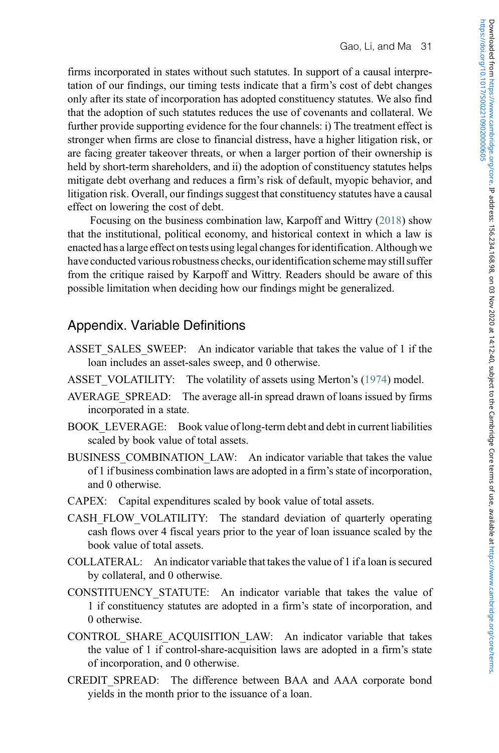firms incorporated in states without such statutes. In support of a causal interpretation of our findings, our timing tests indicate that a firm's cost of debt changes only after its state of incorporation has adopted constituency statutes. We also find that the adoption of such statutes reduces the use of covenants and collateral. We further provide supporting evidence for the four channels: i) The treatment effect is stronger when firms are close to financial distress, have a higher litigation risk, or are facing greater takeover threats, or when a larger portion of their ownership is held by short-term shareholders, and ii) the adoption of constituency statutes helps mitigate debt overhang and reduces a firm's risk of default, myopic behavior, and litigation risk. Overall, our findings suggest that constituency statutes have a causal effect on lowering the cost of debt.

Focusing on the business combination law, Karpoff and Wittry (2018) show that the institutional, political economy, and historical context in which a law is enacted has a large effect on tests using legal changes for identification. Although we have conducted various robustness checks, our identification scheme may still suffer from the critique raised by Karpoff and Wittry. Readers should be aware of this possible limitation when deciding how our findings might be generalized.

## Appendix. Variable Definitions

ASSET_SALES_SWEEP: An indicator variable that takes the value of 1 if the loan includes an asset-sales sweep, and 0 otherwise.

ASSET_VOLATILITY: The volatility of assets using Merton's (1974) model.

AVERAGE_SPREAD: The average all-in spread drawn of loans issued by firms incorporated in a state.

BOOK_LEVERAGE: Book value of long-term debt and debt in current liabilities scaled by book value of total assets.

BUSINESS_COMBINATION_LAW: An indicator variable that takes the value of 1 if business combination laws are adopted in a firm's state of incorporation, and 0 otherwise.

CAPEX: Capital expenditures scaled by book value of total assets.

CASH_FLOW_VOLATILITY: The standard deviation of quarterly operating cash flows over 4 fiscal years prior to the year of loan issuance scaled by the book value of total assets.

COLLATERAL: An indicator variable that takes the value of 1 if a loan is secured by collateral, and 0 otherwise.

CONSTITUENCY_STATUTE: An indicator variable that takes the value of 1 if constituency statutes are adopted in a firm's state of incorporation, and 0 otherwise.

CONTROL_SHARE_ACQUISITION_LAW: An indicator variable that takes the value of 1 if control-share-acquisition laws are adopted in a firm's state of incorporation, and 0 otherwise.

CREDIT_SPREAD: The difference between BAA and AAA corporate bond yields in the month prior to the issuance of a loan.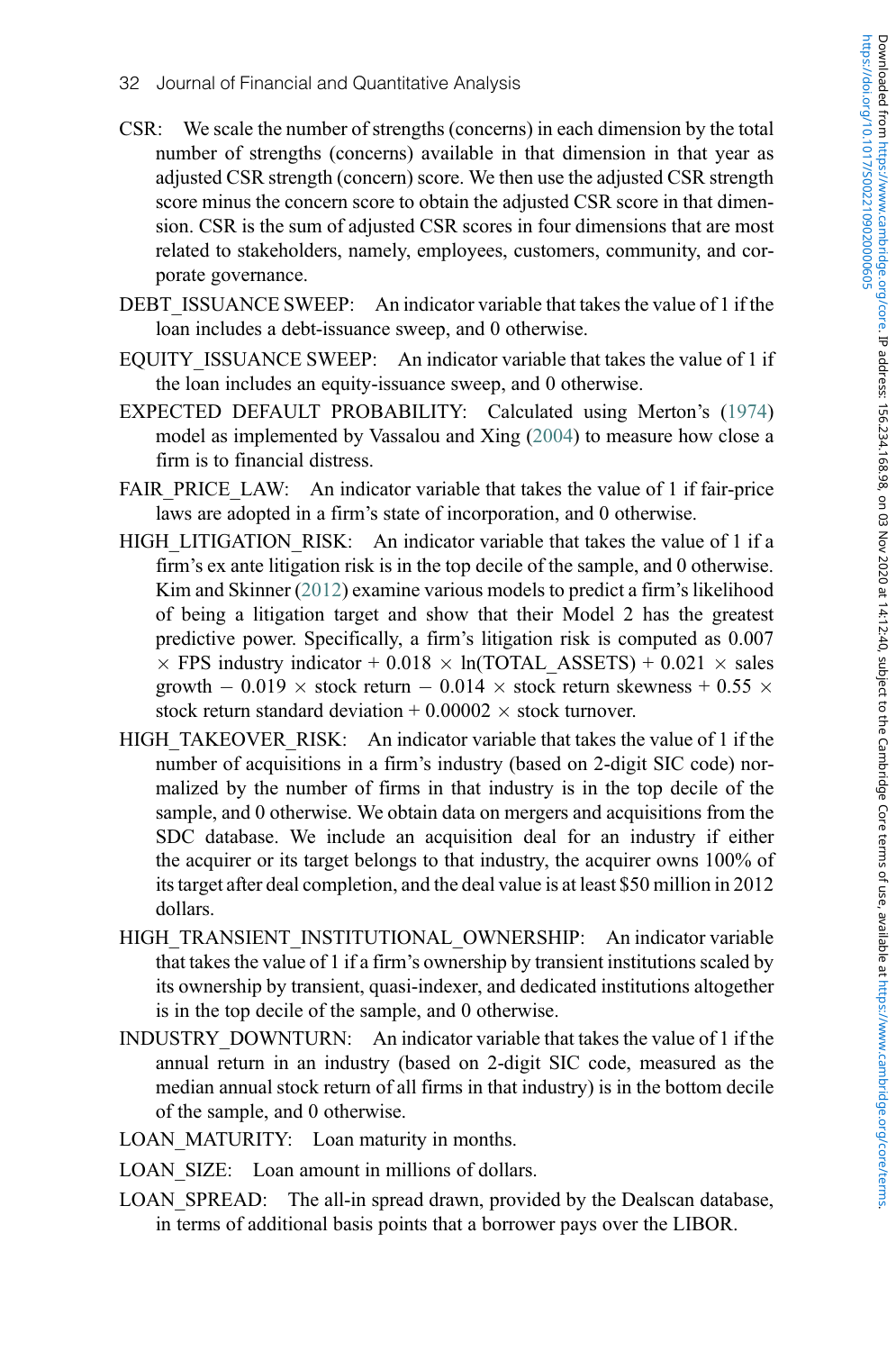CSR: We scale the number of strengths (concerns) in each dimension by the total number of strengths (concerns) available in that dimension in that year as adjusted CSR strength (concern) score. We then use the adjusted CSR strength score minus the concern score to obtain the adjusted CSR score in that dimension. CSR is the sum of adjusted CSR scores in four dimensions that are most related to stakeholders, namely, employees, customers, community, and corporate governance.

DEBT_ISSUANCE SWEEP: An indicator variable that takes the value of 1 if the loan includes a debt-issuance sweep, and 0 otherwise.

EQUITY_ISSUANCE SWEEP: An indicator variable that takes the value of 1 if the loan includes an equity-issuance sweep, and 0 otherwise.

EXPECTED DEFAULT PROBABILITY: Calculated using Merton's (1974) model as implemented by Vassalou and Xing (2004) to measure how close a firm is to financial distress.

FAIR_PRICE_LAW: An indicator variable that takes the value of 1 if fair-price laws are adopted in a firm's state of incorporation, and 0 otherwise.

HIGH_LITIGATION_RISK: An indicator variable that takes the value of 1 if a firm's ex ante litigation risk is in the top decile of the sample, and 0 otherwise. Kim and Skinner (2012) examine various models to predict a firm's likelihood of being a litigation target and show that their Model 2 has the greatest predictive power. Specifically, a firm's litigation risk is computed as 0.007 $\times$ FPS industry indicator + 0.018 $\times$ ln(TOTAL_ASSETS) + 0.021 $\times$ sales growth − 0.019 $\times$ stock return − 0.014 $\times$ stock return skewness + 0.55 $\times$ stock return standard deviation + 0.00002 $\times$ stock turnover.

HIGH_TAKEOVER_RISK: An indicator variable that takes the value of 1 if the number of acquisitions in a firm's industry (based on 2-digit SIC code) normalized by the number of firms in that industry is in the top decile of the sample, and 0 otherwise. We obtain data on mergers and acquisitions from the SDC database. We include an acquisition deal for an industry if either the acquirer or its target belongs to that industry, the acquirer owns 100% of its target after deal completion, and the deal value is at least $50 million in 2012 dollars.

HIGH_TRANSIENT_INSTITUTIONAL_OWNERSHIP: An indicator variable that takes the value of 1 if a firm's ownership by transient institutions scaled by its ownership by transient, quasi-indexer, and dedicated institutions altogether is in the top decile of the sample, and 0 otherwise.

INDUSTRY_DOWNTURN: An indicator variable that takes the value of 1 if the annual return in an industry (based on 2-digit SIC code, measured as the median annual stock return of all firms in that industry) is in the bottom decile of the sample, and 0 otherwise.

LOAN_MATURITY: Loan maturity in months.

LOAN_SIZE: Loan amount in millions of dollars.

LOAN_SPREAD: The all-in spread drawn, provided by the Dealscan database, in terms of additional basis points that a borrower pays over the LIBOR.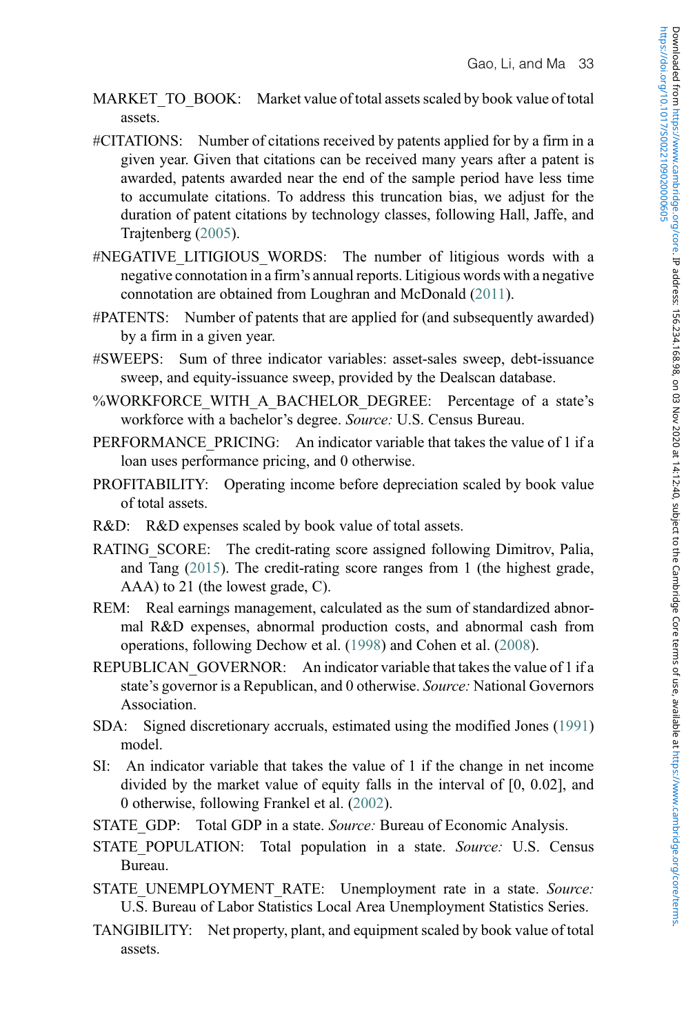MARKET_TO_BOOK: Market value of total assets scaled by book value of total assets.

#CITATIONS: Number of citations received by patents applied for by a firm in a given year. Given that citations can be received many years after a patent is awarded, patents awarded near the end of the sample period have less time to accumulate citations. To address this truncation bias, we adjust for the duration of patent citations by technology classes, following Hall, Jaffe, and Trajtenberg (2005).

#NEGATIVE_LITIGIOUS_WORDS: The number of litigious words with a negative connotation in a firm's annual reports. Litigious words with a negative connotation are obtained from Loughran and McDonald (2011).

#PATENTS: Number of patents that are applied for (and subsequently awarded) by a firm in a given year.

#SWEEPS: Sum of three indicator variables: asset-sales sweep, debt-issuance sweep, and equity-issuance sweep, provided by the Dealscan database.

%WORKFORCE_WITH_A_BACHELOR_DEGREE: Percentage of a state's workforce with a bachelor's degree. *Source:* U.S. Census Bureau.

PERFORMANCE_PRICING: An indicator variable that takes the value of 1 if a loan uses performance pricing, and 0 otherwise.

PROFITABILITY: Operating income before depreciation scaled by book value of total assets.

R&D: R&D expenses scaled by book value of total assets.

RATING_SCORE: The credit-rating score assigned following Dimitrov, Palia, and Tang (2015). The credit-rating score ranges from 1 (the highest grade, AAA) to 21 (the lowest grade, C).

REM: Real earnings management, calculated as the sum of standardized abnormal R&D expenses, abnormal production costs, and abnormal cash from operations, following Dechow et al. (1998) and Cohen et al. (2008).

REPUBLICAN_GOVERNOR: An indicator variable that takes the value of 1 if a state's governor is a Republican, and 0 otherwise. *Source:* National Governors Association.

SDA: Signed discretionary accruals, estimated using the modified Jones (1991) model.

SI: An indicator variable that takes the value of 1 if the change in net income divided by the market value of equity falls in the interval of [0, 0.02], and 0 otherwise, following Frankel et al. (2002).

STATE_GDP: Total GDP in a state. *Source:* Bureau of Economic Analysis.

STATE_POPULATION: Total population in a state. *Source:* U.S. Census Bureau.

STATE_UNEMPLOYMENT_RATE: Unemployment rate in a state. *Source:* U.S. Bureau of Labor Statistics Local Area Unemployment Statistics Series.

TANGIBILITY: Net property, plant, and equipment scaled by book value of total assets.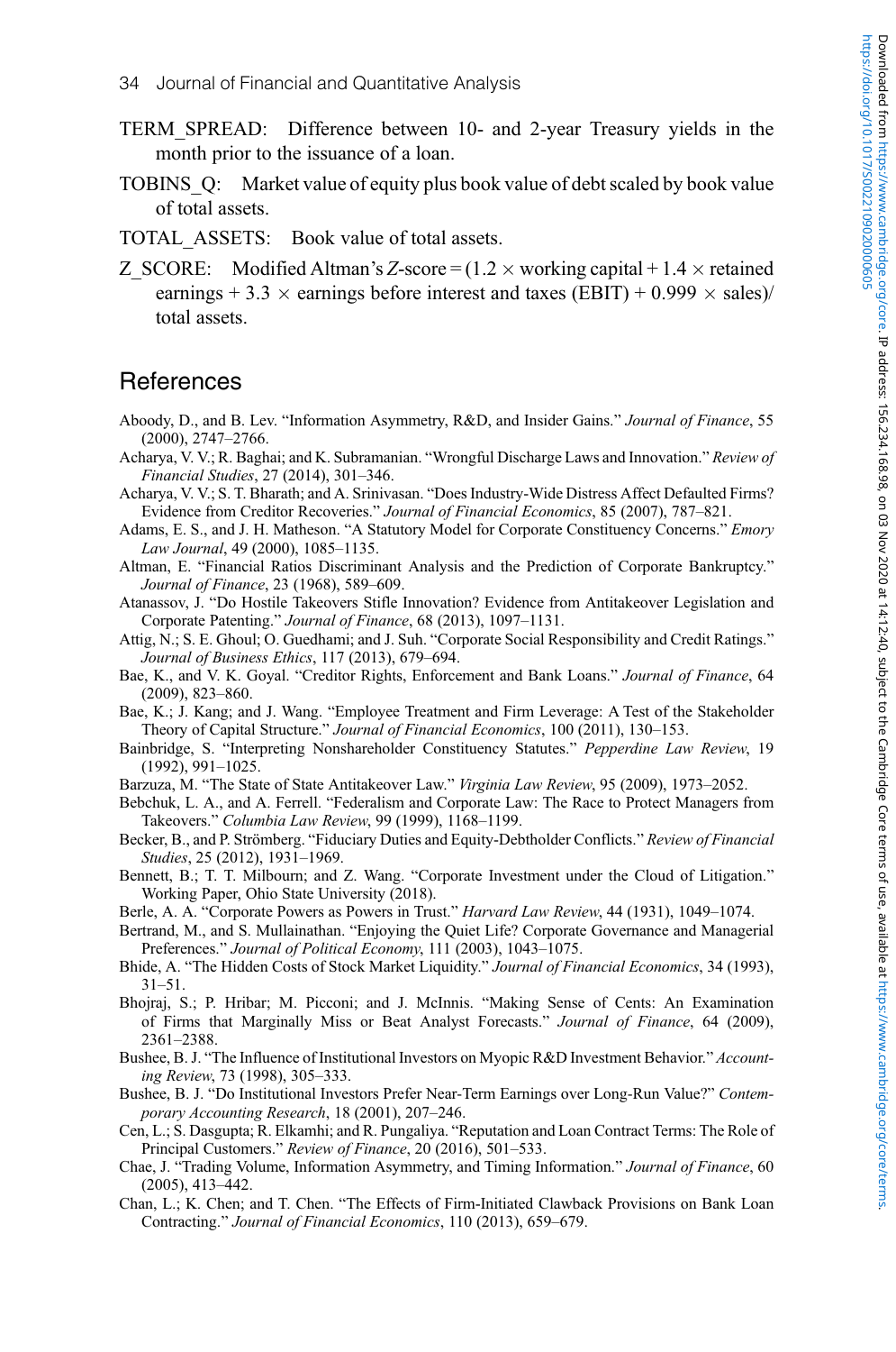TERM_SPREAD: Difference between 10- and 2-year Treasury yields in the month prior to the issuance of a loan.

TOBINS_Q: Market value of equity plus book value of debt scaled by book value of total assets.

TOTAL_ASSETS: Book value of total assets.

Z_SCORE: Modified Altman's $Z$-score = (1.2 × working capital + 1.4 × retained earnings + 3.3 × earnings before interest and taxes (EBIT) + 0.999 × sales)/ total assets.

## References

Aboody, D., and B. Lev. "Information Asymmetry, R&D, and Insider Gains." *Journal of Finance*, 55 (2000), 2747–2766.

Acharya, V. V.; R. Baghai; and K. Subramanian. "Wrongful Discharge Laws and Innovation." *Review of Financial Studies*, 27 (2014), 301–346.

Acharya, V. V.; S. T. Bharath; and A. Srinivasan. "Does Industry-Wide Distress Affect Defaulted Firms? Evidence from Creditor Recoveries." *Journal of Financial Economics*, 85 (2007), 787–821.

Adams, E. S., and J. H. Matheson. "A Statutory Model for Corporate Constituency Concerns." *Emory Law Journal*, 49 (2000), 1085–1135.

Altman, E. "Financial Ratios Discriminant Analysis and the Prediction of Corporate Bankruptcy." *Journal of Finance*, 23 (1968), 589–609.

Atanassov, J. "Do Hostile Takeovers Stifle Innovation? Evidence from Antitakeover Legislation and Corporate Patenting." *Journal of Finance*, 68 (2013), 1097–1131.

Attig, N.; S. E. Ghoul; O. Guedhami; and J. Suh. "Corporate Social Responsibility and Credit Ratings." *Journal of Business Ethics*, 117 (2013), 679–694.

Bae, K., and V. K. Goyal. "Creditor Rights, Enforcement and Bank Loans." *Journal of Finance*, 64 (2009), 823–860.

Bae, K.; J. Kang; and J. Wang. "Employee Treatment and Firm Leverage: A Test of the Stakeholder Theory of Capital Structure." *Journal of Financial Economics*, 100 (2011), 130–153.

Bainbridge, S. "Interpreting Nonshareholder Constituency Statutes." *Pepperdine Law Review*, 19 (1992), 991–1025.

Barzuza, M. "The State of State Antitakeover Law." *Virginia Law Review*, 95 (2009), 1973–2052.

Bebchuk, L. A., and A. Ferrell. "Federalism and Corporate Law: The Race to Protect Managers from Takeovers." *Columbia Law Review*, 99 (1999), 1168–1199.

Becker, B., and P. Strömberg. "Fiduciary Duties and Equity-Debtholder Conflicts." *Review of Financial Studies*, 25 (2012), 1931–1969.

Bennett, B.; T. T. Milbourn; and Z. Wang. "Corporate Investment under the Cloud of Litigation." Working Paper, Ohio State University (2018).

Berle, A. A. "Corporate Powers as Powers in Trust." *Harvard Law Review*, 44 (1931), 1049–1074.

Bertrand, M., and S. Mullainathan. "Enjoying the Quiet Life? Corporate Governance and Managerial Preferences." *Journal of Political Economy*, 111 (2003), 1043–1075.

Bhide, A. "The Hidden Costs of Stock Market Liquidity." *Journal of Financial Economics*, 34 (1993), 31–51.

Bhojraj, S.; P. Hribar; M. Picconi; and J. McInnis. "Making Sense of Cents: An Examination of Firms that Marginally Miss or Beat Analyst Forecasts." *Journal of Finance*, 64 (2009), 2361–2388.

Bushee, B. J. "The Influence of Institutional Investors on Myopic R&D Investment Behavior." *Accounting Review*, 73 (1998), 305–333.

Bushee, B. J. "Do Institutional Investors Prefer Near-Term Earnings over Long-Run Value?" *Contemporary Accounting Research*, 18 (2001), 207–246.

Cen, L.; S. Dasgupta; R. Elkamhi; and R. Pungaliya. "Reputation and Loan Contract Terms: The Role of Principal Customers." *Review of Finance*, 20 (2016), 501–533.

Chae, J. "Trading Volume, Information Asymmetry, and Timing Information." *Journal of Finance*, 60 (2005), 413–442.

Chan, L.; K. Chen; and T. Chen. "The Effects of Firm-Initiated Clawback Provisions on Bank Loan Contracting." *Journal of Financial Economics*, 110 (2013), 659–679.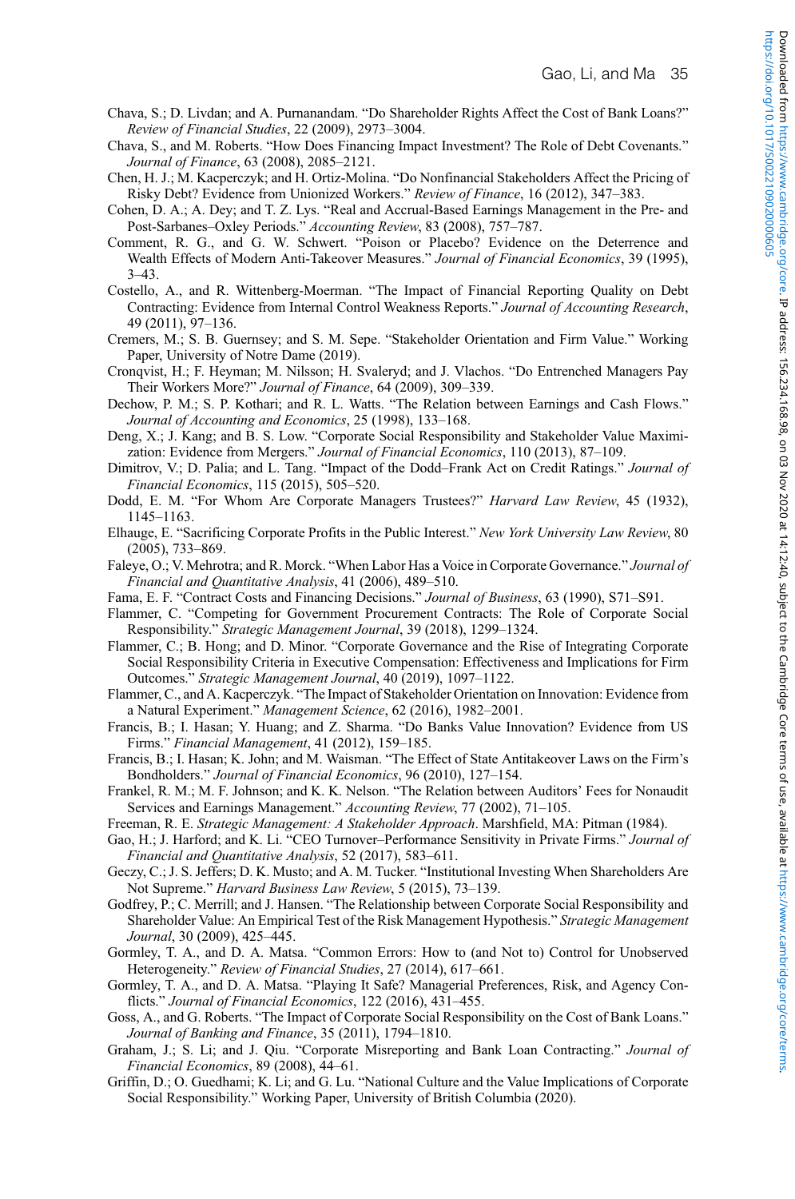Chava, S.; D. Livdan; and A. Purnanandam. "Do Shareholder Rights Affect the Cost of Bank Loans?" *Review of Financial Studies*, 22 (2009), 2973–3004.

Chava, S., and M. Roberts. "How Does Financing Impact Investment? The Role of Debt Covenants." *Journal of Finance*, 63 (2008), 2085–2121.

Chen, H. J.; M. Kacperczyk; and H. Ortiz-Molina. "Do Nonfinancial Stakeholders Affect the Pricing of Risky Debt? Evidence from Unionized Workers." *Review of Finance*, 16 (2012), 347–383.

Cohen, D. A.; A. Dey; and T. Z. Lys. "Real and Accrual-Based Earnings Management in the Pre- and Post-Sarbanes–Oxley Periods." *Accounting Review*, 83 (2008), 757–787.

Comment, R. G., and G. W. Schwert. "Poison or Placebo? Evidence on the Deterrence and Wealth Effects of Modern Anti-Takeover Measures." *Journal of Financial Economics*, 39 (1995), 3–43.

Costello, A., and R. Wittenberg-Moerman. "The Impact of Financial Reporting Quality on Debt Contracting: Evidence from Internal Control Weakness Reports." *Journal of Accounting Research*, 49 (2011), 97–136.

Cremers, M.; S. B. Guernsey; and S. M. Sepe. "Stakeholder Orientation and Firm Value." Working Paper, University of Notre Dame (2019).

Cronqvist, H.; F. Heyman; M. Nilsson; H. Svaleryd; and J. Vlachos. "Do Entrenched Managers Pay Their Workers More?" *Journal of Finance*, 64 (2009), 309–339.

Dechow, P. M.; S. P. Kothari; and R. L. Watts. "The Relation between Earnings and Cash Flows." *Journal of Accounting and Economics*, 25 (1998), 133–168.

Deng, X.; J. Kang; and B. S. Low. "Corporate Social Responsibility and Stakeholder Value Maximization: Evidence from Mergers." *Journal of Financial Economics*, 110 (2013), 87–109.

Dimitrov, V.; D. Palia; and L. Tang. "Impact of the Dodd–Frank Act on Credit Ratings." *Journal of Financial Economics*, 115 (2015), 505–520.

Dodd, E. M. "For Whom Are Corporate Managers Trustees?" *Harvard Law Review*, 45 (1932), 1145–1163.

Elhauge, E. "Sacrificing Corporate Profits in the Public Interest." *New York University Law Review*, 80 (2005), 733–869.

Faleye, O.; V. Mehrotra; and R. Morck. "When Labor Has a Voice in Corporate Governance." *Journal of Financial and Quantitative Analysis*, 41 (2006), 489–510.

Fama, E. F. "Contract Costs and Financing Decisions." *Journal of Business*, 63 (1990), S71–S91.

Flammer, C. "Competing for Government Procurement Contracts: The Role of Corporate Social Responsibility." *Strategic Management Journal*, 39 (2018), 1299–1324.

Flammer, C.; B. Hong; and D. Minor. "Corporate Governance and the Rise of Integrating Corporate Social Responsibility Criteria in Executive Compensation: Effectiveness and Implications for Firm Outcomes." *Strategic Management Journal*, 40 (2019), 1097–1122.

Flammer, C., and A. Kacperczyk. "The Impact of Stakeholder Orientation on Innovation: Evidence from a Natural Experiment." *Management Science*, 62 (2016), 1982–2001.

Francis, B.; I. Hasan; Y. Huang; and Z. Sharma. "Do Banks Value Innovation? Evidence from US Firms." *Financial Management*, 41 (2012), 159–185.

Francis, B.; I. Hasan; K. John; and M. Waisman. "The Effect of State Antitakeover Laws on the Firm's Bondholders." *Journal of Financial Economics*, 96 (2010), 127–154.

Frankel, R. M.; M. F. Johnson; and K. K. Nelson. "The Relation between Auditors' Fees for Nonaudit Services and Earnings Management." *Accounting Review*, 77 (2002), 71–105.

Freeman, R. E. *Strategic Management: A Stakeholder Approach*. Marshfield, MA: Pitman (1984).

Gao, H.; J. Harford; and K. Li. "CEO Turnover–Performance Sensitivity in Private Firms." *Journal of Financial and Quantitative Analysis*, 52 (2017), 583–611.

Geczy, C.; J. S. Jeffers; D. K. Musto; and A. M. Tucker. "Institutional Investing When Shareholders Are Not Supreme." *Harvard Business Law Review*, 5 (2015), 73–139.

Godfrey, P.; C. Merrill; and J. Hansen. "The Relationship between Corporate Social Responsibility and Shareholder Value: An Empirical Test of the Risk Management Hypothesis." *Strategic Management Journal*, 30 (2009), 425–445.

Gormley, T. A., and D. A. Matsa. "Common Errors: How to (and Not to) Control for Unobserved Heterogeneity." *Review of Financial Studies*, 27 (2014), 617–661.

Gormley, T. A., and D. A. Matsa. "Playing It Safe? Managerial Preferences, Risk, and Agency Conflicts." *Journal of Financial Economics*, 122 (2016), 431–455.

Goss, A., and G. Roberts. "The Impact of Corporate Social Responsibility on the Cost of Bank Loans." *Journal of Banking and Finance*, 35 (2011), 1794–1810.

Graham, J.; S. Li; and J. Qiu. "Corporate Misreporting and Bank Loan Contracting." *Journal of Financial Economics*, 89 (2008), 44–61.

Griffin, D.; O. Guedhami; K. Li; and G. Lu. "National Culture and the Value Implications of Corporate Social Responsibility." Working Paper, University of British Columbia (2020).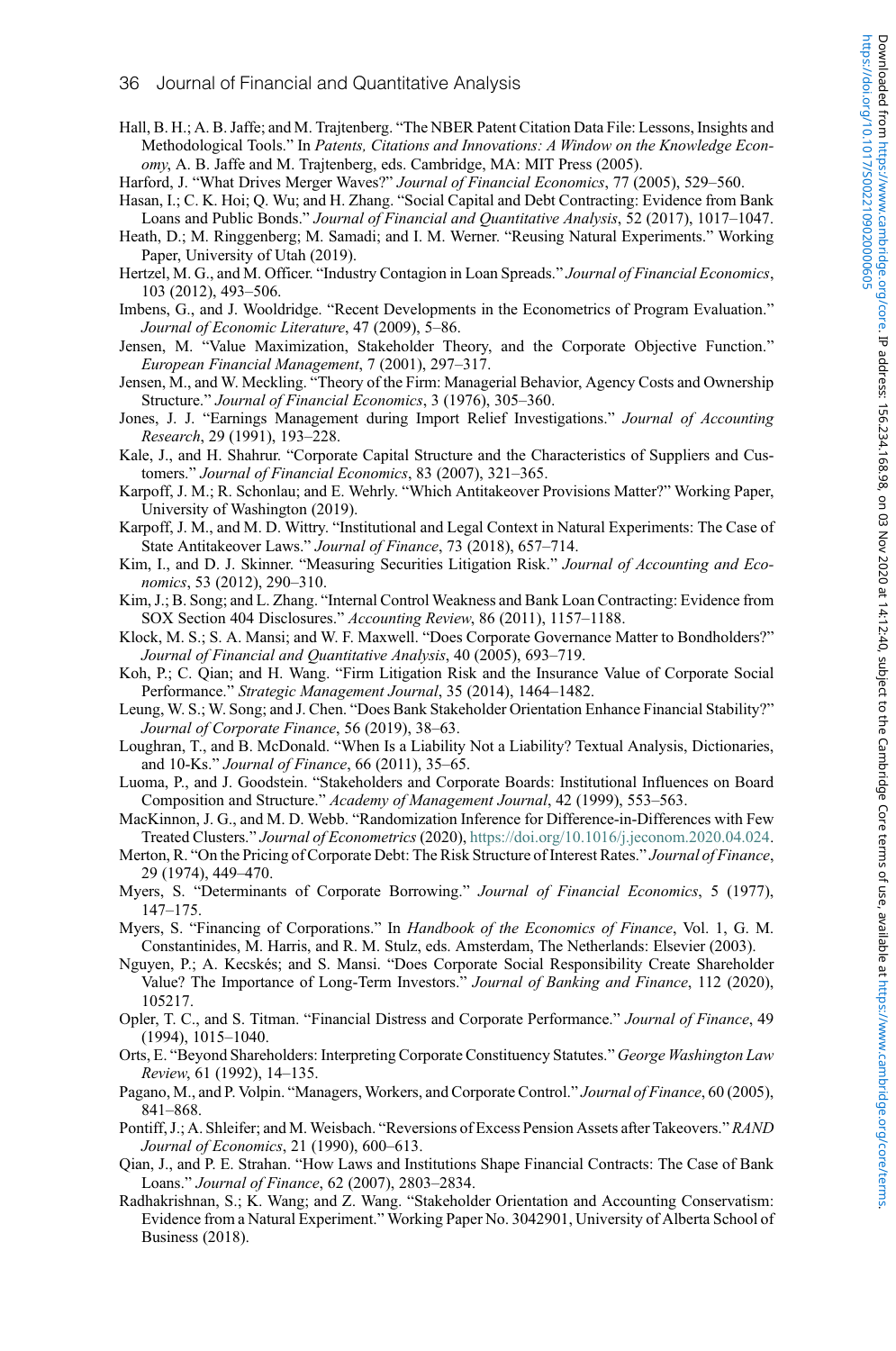Hall, B. H.; A. B. Jaffe; and M. Trajtenberg. "The NBER Patent Citation Data File: Lessons, Insights and Methodological Tools." In *Patents, Citations and Innovations: A Window on the Knowledge Economy*, A. B. Jaffe and M. Trajtenberg, eds. Cambridge, MA: MIT Press (2005).

Harford, J. "What Drives Merger Waves?" *Journal of Financial Economics*, 77 (2005), 529–560.

Hasan, I.; C. K. Hoi; Q. Wu; and H. Zhang. "Social Capital and Debt Contracting: Evidence from Bank Loans and Public Bonds." *Journal of Financial and Quantitative Analysis*, 52 (2017), 1017–1047.

Heath, D.; M. Ringgenberg; M. Samadi; and I. M. Werner. "Reusing Natural Experiments." Working Paper, University of Utah (2019).

Hertzel, M. G., and M. Officer. "Industry Contagion in Loan Spreads." *Journal of Financial Economics*, 103 (2012), 493–506.

Imbens, G., and J. Wooldridge. "Recent Developments in the Econometrics of Program Evaluation." *Journal of Economic Literature*, 47 (2009), 5–86.

Jensen, M. "Value Maximization, Stakeholder Theory, and the Corporate Objective Function." *European Financial Management*, 7 (2001), 297–317.

Jensen, M., and W. Meckling. "Theory of the Firm: Managerial Behavior, Agency Costs and Ownership Structure." *Journal of Financial Economics*, 3 (1976), 305–360.

Jones, J. J. "Earnings Management during Import Relief Investigations." *Journal of Accounting Research*, 29 (1991), 193–228.

Kale, J., and H. Shahrur. "Corporate Capital Structure and the Characteristics of Suppliers and Customers." *Journal of Financial Economics*, 83 (2007), 321–365.

Karpoff, J. M.; R. Schonlau; and E. Wehrly. "Which Antitakeover Provisions Matter?" Working Paper, University of Washington (2019).

Karpoff, J. M., and M. D. Wittry. "Institutional and Legal Context in Natural Experiments: The Case of State Antitakeover Laws." *Journal of Finance*, 73 (2018), 657–714.

Kim, I., and D. J. Skinner. "Measuring Securities Litigation Risk." *Journal of Accounting and Economics*, 53 (2012), 290–310.

Kim, J.; B. Song; and L. Zhang. "Internal Control Weakness and Bank Loan Contracting: Evidence from SOX Section 404 Disclosures." *Accounting Review*, 86 (2011), 1157–1188.

Klock, M. S.; S. A. Mansi; and W. F. Maxwell. "Does Corporate Governance Matter to Bondholders?" *Journal of Financial and Quantitative Analysis*, 40 (2005), 693–719.

Koh, P.; C. Qian; and H. Wang. "Firm Litigation Risk and the Insurance Value of Corporate Social Performance." *Strategic Management Journal*, 35 (2014), 1464–1482.

Leung, W. S.; W. Song; and J. Chen. "Does Bank Stakeholder Orientation Enhance Financial Stability?" *Journal of Corporate Finance*, 56 (2019), 38–63.

Loughran, T., and B. McDonald. "When Is a Liability Not a Liability? Textual Analysis, Dictionaries, and 10-Ks." *Journal of Finance*, 66 (2011), 35–65.

Luoma, P., and J. Goodstein. "Stakeholders and Corporate Boards: Institutional Influences on Board Composition and Structure." *Academy of Management Journal*, 42 (1999), 553–563.

MacKinnon, J. G., and M. D. Webb. "Randomization Inference for Difference-in-Differences with Few Treated Clusters." *Journal of Econometrics* (2020), https://doi.org/10.1016/j.jeconom.2020.04.024.

Merton, R. "On the Pricing of Corporate Debt: The Risk Structure of Interest Rates." *Journal of Finance*, 29 (1974), 449–470.

Myers, S. "Determinants of Corporate Borrowing." *Journal of Financial Economics*, 5 (1977), 147–175.

Myers, S. "Financing of Corporations." In *Handbook of the Economics of Finance*, Vol. 1, G. M. Constantinides, M. Harris, and R. M. Stulz, eds. Amsterdam, The Netherlands: Elsevier (2003).

Nguyen, P.; A. Kecskés; and S. Mansi. "Does Corporate Social Responsibility Create Shareholder Value? The Importance of Long-Term Investors." *Journal of Banking and Finance*, 112 (2020), 105217.

Opler, T. C., and S. Titman. "Financial Distress and Corporate Performance." *Journal of Finance*, 49 (1994), 1015–1040.

Orts, E. "Beyond Shareholders: Interpreting Corporate Constituency Statutes." *George Washington Law Review*, 61 (1992), 14–135.

Pagano, M., and P. Volpin. "Managers, Workers, and Corporate Control." *Journal of Finance*, 60 (2005), 841–868.

Pontiff, J.; A. Shleifer; and M. Weisbach. "Reversions of Excess Pension Assets after Takeovers." *RAND Journal of Economics*, 21 (1990), 600–613.

Qian, J., and P. E. Strahan. "How Laws and Institutions Shape Financial Contracts: The Case of Bank Loans." *Journal of Finance*, 62 (2007), 2803–2834.

Radhakrishnan, S.; K. Wang; and Z. Wang. "Stakeholder Orientation and Accounting Conservatism: Evidence from a Natural Experiment." Working Paper No. 3042901, University of Alberta School of Business (2018).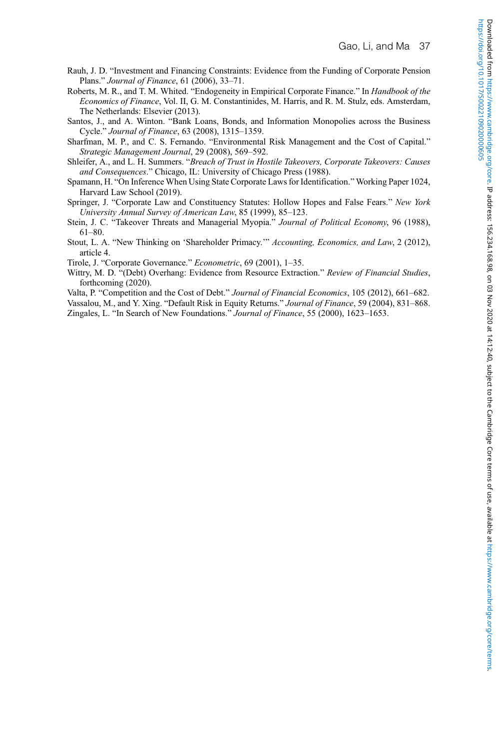Rauh, J. D. "Investment and Financing Constraints: Evidence from the Funding of Corporate Pension Plans." *Journal of Finance*, 61 (2006), 33–71.

Roberts, M. R., and T. M. Whited. "Endogeneity in Empirical Corporate Finance." In *Handbook of the Economics of Finance*, Vol. II, G. M. Constantinides, M. Harris, and R. M. Stulz, eds. Amsterdam, The Netherlands: Elsevier (2013).

Santos, J., and A. Winton. "Bank Loans, Bonds, and Information Monopolies across the Business Cycle." *Journal of Finance*, 63 (2008), 1315–1359.

Sharfman, M. P., and C. S. Fernando. "Environmental Risk Management and the Cost of Capital." *Strategic Management Journal*, 29 (2008), 569–592.

Shleifer, A., and L. H. Summers. "*Breach of Trust in Hostile Takeovers, Corporate Takeovers: Causes and Consequences*." Chicago, IL: University of Chicago Press (1988).

Spamann, H. "On Inference When Using State Corporate Laws for Identification." Working Paper 1024, Harvard Law School (2019).

Springer, J. "Corporate Law and Constituency Statutes: Hollow Hopes and False Fears." *New York University Annual Survey of American Law*, 85 (1999), 85–123.

Stein, J. C. "Takeover Threats and Managerial Myopia." *Journal of Political Economy*, 96 (1988), 61–80.

Stout, L. A. "New Thinking on 'Shareholder Primacy.'" *Accounting, Economics, and Law*, 2 (2012), article 4.

Tirole, J. "Corporate Governance." *Econometric*, 69 (2001), 1–35.

Wittry, M. D. "(Debt) Overhang: Evidence from Resource Extraction." *Review of Financial Studies*, forthcoming (2020).

Valta, P. "Competition and the Cost of Debt." *Journal of Financial Economics*, 105 (2012), 661–682.

Vassalou, M., and Y. Xing. "Default Risk in Equity Returns." *Journal of Finance*, 59 (2004), 831–868.

Zingales, L. "In Search of New Foundations." *Journal of Finance*, 55 (2000), 1623–1653.